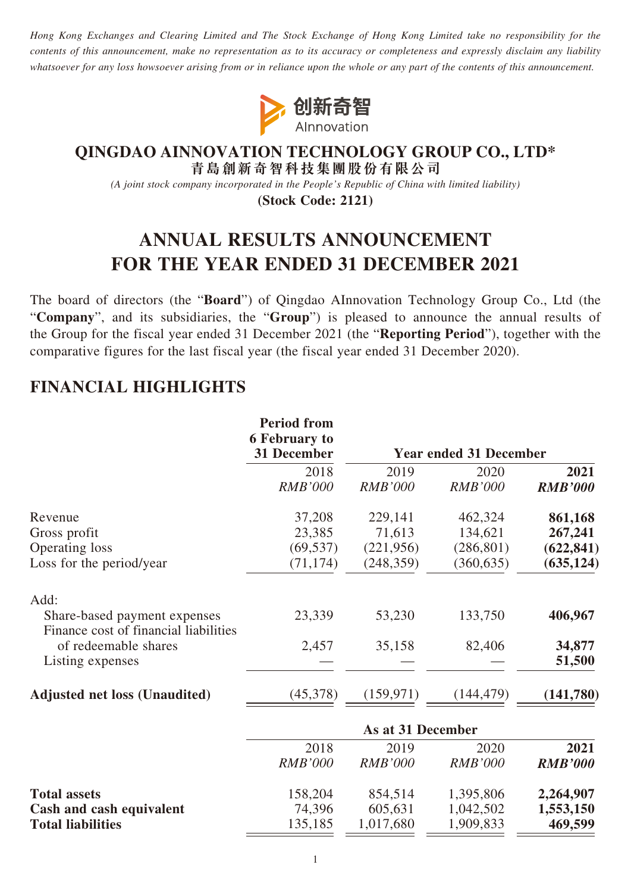*Hong Kong Exchanges and Clearing Limited and The Stock Exchange of Hong Kong Limited take no responsibility for the contents of this announcement, make no representation as to its accuracy or completeness and expressly disclaim any liability whatsoever for any loss howsoever arising from or in reliance upon the whole or any part of the contents of this announcement.*

创新奇智
AInnovation

# QINGDAO AINNOVATION TECHNOLOGY GROUP CO., LTD*
# 青島創新奇智科技集團股份有限公司

*(A joint stock company incorporated in the People's Republic of China with limited liability)*

**(Stock Code: 2121)**

# ANNUAL RESULTS ANNOUNCEMENT FOR THE YEAR ENDED 31 DECEMBER 2021

The board of directors (the "**Board**") of Qingdao AInnovation Technology Group Co., Ltd (the "**Company**", and its subsidiaries, the "**Group**") is pleased to announce the annual results of the Group for the fiscal year ended 31 December 2021 (the "**Reporting Period**"), together with the comparative figures for the last fiscal year (the fiscal year ended 31 December 2020).

## FINANCIAL HIGHLIGHTS

| | **Period from 6 February to 31 December** | **Year ended 31 December** | | |
|---|---|---|---|---|
| | 2018 | 2019 | 2020 | **2021** |
| | *RMB'000* | *RMB'000* | *RMB'000* | ***RMB'000*** |
| Revenue | 37,208 | 229,141 | 462,324 | **861,168** |
| Gross profit | 23,385 | 71,613 | 134,621 | **267,241** |
| Operating loss | (69,537) | (221,956) | (286,801) | **(622,841)** |
| Loss for the period/year | (71,174) | (248,359) | (360,635) | **(635,124)** |
| Add: | | | | |
| Share-based payment expenses | 23,339 | 53,230 | 133,750 | **406,967** |
| Finance cost of financial liabilities of redeemable shares | 2,457 | 35,158 | 82,406 | **34,877** |
| Listing expenses | — | — | — | **51,500** |
| **Adjusted net loss (Unaudited)** | (45,378) | (159,971) | (144,479) | **(141,780)** |

| | **As at 31 December** | | | |
|---|---|---|---|---|
| | 2018 | 2019 | 2020 | **2021** |
| | *RMB'000* | *RMB'000* | *RMB'000* | ***RMB'000*** |
| **Total assets** | 158,204 | 854,514 | 1,395,806 | **2,264,907** |
| **Cash and cash equivalent** | 74,396 | 605,631 | 1,042,502 | **1,553,150** |
| **Total liabilities** | 135,185 | 1,017,680 | 1,909,833 | **469,599** |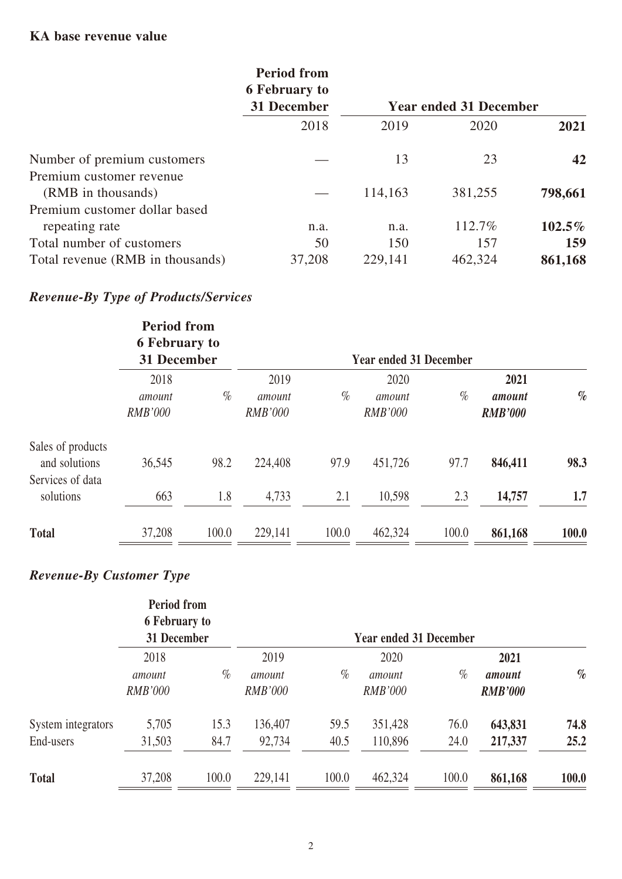**KA base revenue value**

| | Period from 6 February to 31 December | Year ended 31 December | | |
|---|---|---|---|---|
| | 2018 | 2019 | 2020 | **2021** |
| Number of premium customers | — | 13 | 23 | **42** |
| Premium customer revenue (RMB in thousands) | — | 114,163 | 381,255 | **798,661** |
| Premium customer dollar based repeating rate | n.a. | n.a. | 112.7% | **102.5%** |
| Total number of customers | 50 | 150 | 157 | **159** |
| Total revenue (RMB in thousands) | 37,208 | 229,141 | 462,324 | **861,168** |

***Revenue-By Type of Products/Services***

| | Period from 6 February to 31 December | | Year ended 31 December | | | | | |
|---|---|---|---|---|---|---|---|---|
| | 2018 | | 2019 | | 2020 | | **2021** | |
| | *amount RMB'000* | *%* | *amount RMB'000* | *%* | *amount RMB'000* | *%* | ***amount RMB'000*** | ***%*** |
| Sales of products and solutions | 36,545 | 98.2 | 224,408 | 97.9 | 451,726 | 97.7 | **846,411** | **98.3** |
| Services of data solutions | 663 | 1.8 | 4,733 | 2.1 | 10,598 | 2.3 | **14,757** | **1.7** |
| **Total** | 37,208 | 100.0 | 229,141 | 100.0 | 462,324 | 100.0 | **861,168** | **100.0** |

***Revenue-By Customer Type***

| | Period from 6 February to 31 December | | Year ended 31 December | | | | | |
|---|---|---|---|---|---|---|---|---|
| | 2018 | | 2019 | | 2020 | | **2021** | |
| | *amount RMB'000* | *%* | *amount RMB'000* | *%* | *amount RMB'000* | *%* | ***amount RMB'000*** | ***%*** |
| System integrators | 5,705 | 15.3 | 136,407 | 59.5 | 351,428 | 76.0 | **643,831** | **74.8** |
| End-users | 31,503 | 84.7 | 92,734 | 40.5 | 110,896 | 24.0 | **217,337** | **25.2** |
| **Total** | 37,208 | 100.0 | 229,141 | 100.0 | 462,324 | 100.0 | **861,168** | **100.0** |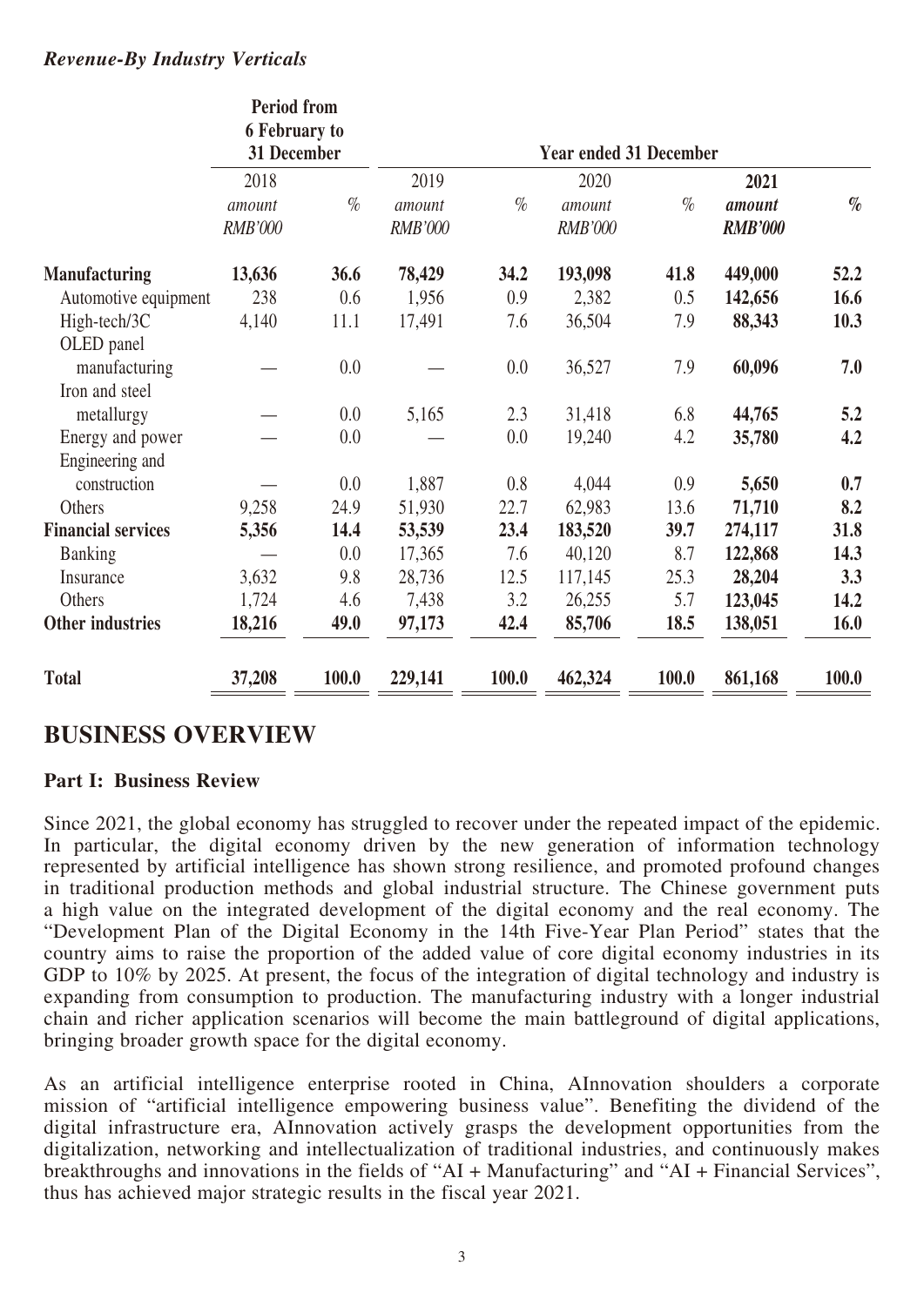*Revenue-By Industry Verticals*

| | Period from 6 February to 31 December | | Year ended 31 December | | | | | |
|---|---|---|---|---|---|---|---|---|
| | 2018 | | 2019 | | 2020 | | **2021** | |
| | *amount RMB'000* | *%* | *amount RMB'000* | *%* | *amount RMB'000* | *%* | ***amount RMB'000*** | ***%*** |
| **Manufacturing** | **13,636** | **36.6** | **78,429** | **34.2** | **193,098** | **41.8** | **449,000** | **52.2** |
| Automotive equipment | 238 | 0.6 | 1,956 | 0.9 | 2,382 | 0.5 | **142,656** | **16.6** |
| High-tech/3C | 4,140 | 11.1 | 17,491 | 7.6 | 36,504 | 7.9 | **88,343** | **10.3** |
| OLED panel manufacturing | — | 0.0 | — | 0.0 | 36,527 | 7.9 | **60,096** | **7.0** |
| Iron and steel metallurgy | — | 0.0 | 5,165 | 2.3 | 31,418 | 6.8 | **44,765** | **5.2** |
| Energy and power | — | 0.0 | — | 0.0 | 19,240 | 4.2 | **35,780** | **4.2** |
| Engineering and construction | — | 0.0 | 1,887 | 0.8 | 4,044 | 0.9 | **5,650** | **0.7** |
| Others | 9,258 | 24.9 | 51,930 | 22.7 | 62,983 | 13.6 | **71,710** | **8.2** |
| **Financial services** | **5,356** | **14.4** | **53,539** | **23.4** | **183,520** | **39.7** | **274,117** | **31.8** |
| Banking | — | 0.0 | 17,365 | 7.6 | 40,120 | 8.7 | **122,868** | **14.3** |
| Insurance | 3,632 | 9.8 | 28,736 | 12.5 | 117,145 | 25.3 | **28,204** | **3.3** |
| Others | 1,724 | 4.6 | 7,438 | 3.2 | 26,255 | 5.7 | **123,045** | **14.2** |
| **Other industries** | **18,216** | **49.0** | **97,173** | **42.4** | **85,706** | **18.5** | **138,051** | **16.0** |
| **Total** | **37,208** | **100.0** | **229,141** | **100.0** | **462,324** | **100.0** | **861,168** | **100.0** |

# BUSINESS OVERVIEW

## Part I: Business Review

Since 2021, the global economy has struggled to recover under the repeated impact of the epidemic. In particular, the digital economy driven by the new generation of information technology represented by artificial intelligence has shown strong resilience, and promoted profound changes in traditional production methods and global industrial structure. The Chinese government puts a high value on the integrated development of the digital economy and the real economy. The "Development Plan of the Digital Economy in the 14th Five-Year Plan Period" states that the country aims to raise the proportion of the added value of core digital economy industries in its GDP to 10% by 2025. At present, the focus of the integration of digital technology and industry is expanding from consumption to production. The manufacturing industry with a longer industrial chain and richer application scenarios will become the main battleground of digital applications, bringing broader growth space for the digital economy.

As an artificial intelligence enterprise rooted in China, AInnovation shoulders a corporate mission of "artificial intelligence empowering business value". Benefiting the dividend of the digital infrastructure era, AInnovation actively grasps the development opportunities from the digitalization, networking and intellectualization of traditional industries, and continuously makes breakthroughs and innovations in the fields of "AI + Manufacturing" and "AI + Financial Services", thus has achieved major strategic results in the fiscal year 2021.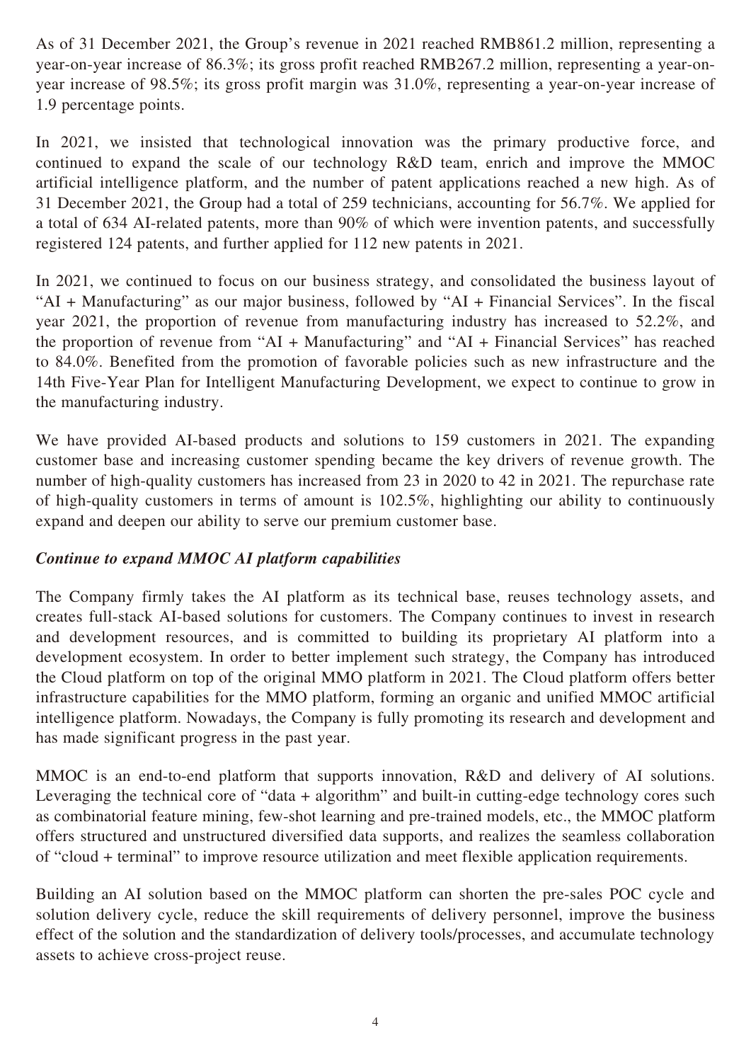As of 31 December 2021, the Group's revenue in 2021 reached RMB861.2 million, representing a year-on-year increase of 86.3%; its gross profit reached RMB267.2 million, representing a year-on-year increase of 98.5%; its gross profit margin was 31.0%, representing a year-on-year increase of 1.9 percentage points.

In 2021, we insisted that technological innovation was the primary productive force, and continued to expand the scale of our technology R&D team, enrich and improve the MMOC artificial intelligence platform, and the number of patent applications reached a new high. As of 31 December 2021, the Group had a total of 259 technicians, accounting for 56.7%. We applied for a total of 634 AI-related patents, more than 90% of which were invention patents, and successfully registered 124 patents, and further applied for 112 new patents in 2021.

In 2021, we continued to focus on our business strategy, and consolidated the business layout of "AI + Manufacturing" as our major business, followed by "AI + Financial Services". In the fiscal year 2021, the proportion of revenue from manufacturing industry has increased to 52.2%, and the proportion of revenue from "AI + Manufacturing" and "AI + Financial Services" has reached to 84.0%. Benefited from the promotion of favorable policies such as new infrastructure and the 14th Five-Year Plan for Intelligent Manufacturing Development, we expect to continue to grow in the manufacturing industry.

We have provided AI-based products and solutions to 159 customers in 2021. The expanding customer base and increasing customer spending became the key drivers of revenue growth. The number of high-quality customers has increased from 23 in 2020 to 42 in 2021. The repurchase rate of high-quality customers in terms of amount is 102.5%, highlighting our ability to continuously expand and deepen our ability to serve our premium customer base.

***Continue to expand MMOC AI platform capabilities***

The Company firmly takes the AI platform as its technical base, reuses technology assets, and creates full-stack AI-based solutions for customers. The Company continues to invest in research and development resources, and is committed to building its proprietary AI platform into a development ecosystem. In order to better implement such strategy, the Company has introduced the Cloud platform on top of the original MMO platform in 2021. The Cloud platform offers better infrastructure capabilities for the MMO platform, forming an organic and unified MMOC artificial intelligence platform. Nowadays, the Company is fully promoting its research and development and has made significant progress in the past year.

MMOC is an end-to-end platform that supports innovation, R&D and delivery of AI solutions. Leveraging the technical core of "data + algorithm" and built-in cutting-edge technology cores such as combinatorial feature mining, few-shot learning and pre-trained models, etc., the MMOC platform offers structured and unstructured diversified data supports, and realizes the seamless collaboration of "cloud + terminal" to improve resource utilization and meet flexible application requirements.

Building an AI solution based on the MMOC platform can shorten the pre-sales POC cycle and solution delivery cycle, reduce the skill requirements of delivery personnel, improve the business effect of the solution and the standardization of delivery tools/processes, and accumulate technology assets to achieve cross-project reuse.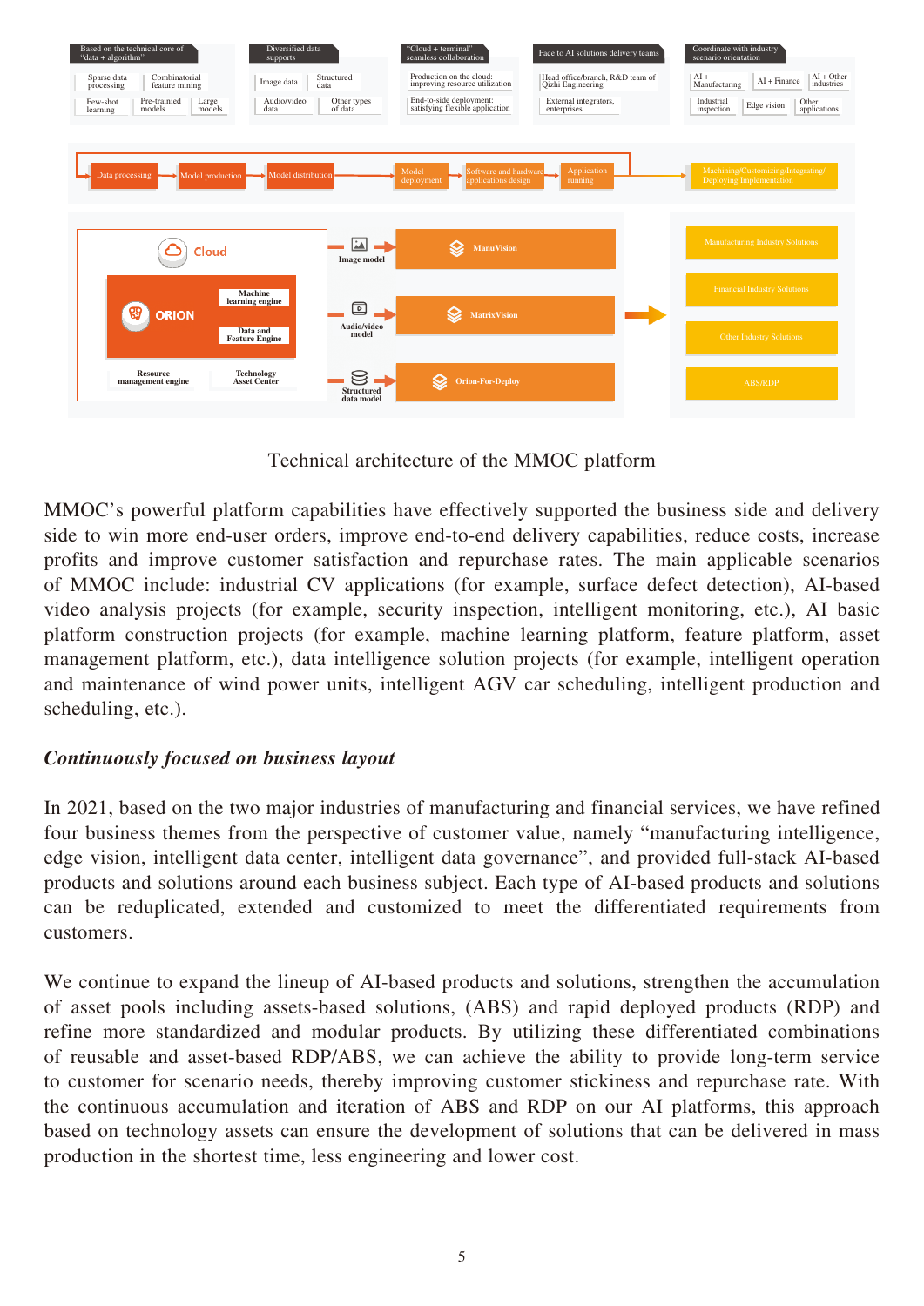Technical architecture of the MMOC platform

MMOC's powerful platform capabilities have effectively supported the business side and delivery side to win more end-user orders, improve end-to-end delivery capabilities, reduce costs, increase profits and improve customer satisfaction and repurchase rates. The main applicable scenarios of MMOC include: industrial CV applications (for example, surface defect detection), AI-based video analysis projects (for example, security inspection, intelligent monitoring, etc.), AI basic platform construction projects (for example, machine learning platform, feature platform, asset management platform, etc.), data intelligence solution projects (for example, intelligent operation and maintenance of wind power units, intelligent AGV car scheduling, intelligent production and scheduling, etc.).

***Continuously focused on business layout***

In 2021, based on the two major industries of manufacturing and financial services, we have refined four business themes from the perspective of customer value, namely "manufacturing intelligence, edge vision, intelligent data center, intelligent data governance", and provided full-stack AI-based products and solutions around each business subject. Each type of AI-based products and solutions can be reduplicated, extended and customized to meet the differentiated requirements from customers.

We continue to expand the lineup of AI-based products and solutions, strengthen the accumulation of asset pools including assets-based solutions, (ABS) and rapid deployed products (RDP) and refine more standardized and modular products. By utilizing these differentiated combinations of reusable and asset-based RDP/ABS, we can achieve the ability to provide long-term service to customer for scenario needs, thereby improving customer stickiness and repurchase rate. With the continuous accumulation and iteration of ABS and RDP on our AI platforms, this approach based on technology assets can ensure the development of solutions that can be delivered in mass production in the shortest time, less engineering and lower cost.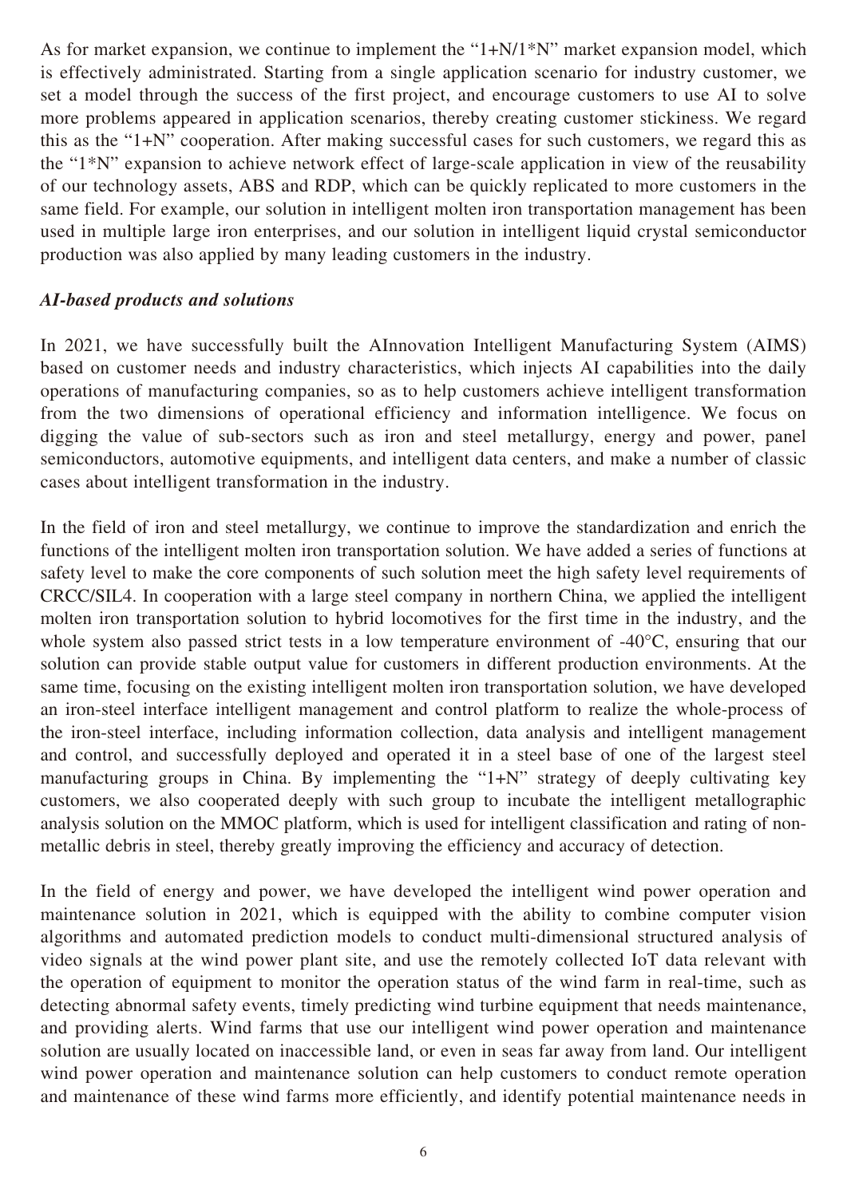As for market expansion, we continue to implement the "1+N/1*N" market expansion model, which is effectively administrated. Starting from a single application scenario for industry customer, we set a model through the success of the first project, and encourage customers to use AI to solve more problems appeared in application scenarios, thereby creating customer stickiness. We regard this as the "1+N" cooperation. After making successful cases for such customers, we regard this as the "1*N" expansion to achieve network effect of large-scale application in view of the reusability of our technology assets, ABS and RDP, which can be quickly replicated to more customers in the same field. For example, our solution in intelligent molten iron transportation management has been used in multiple large iron enterprises, and our solution in intelligent liquid crystal semiconductor production was also applied by many leading customers in the industry.

***AI-based products and solutions***

In 2021, we have successfully built the AInnovation Intelligent Manufacturing System (AIMS) based on customer needs and industry characteristics, which injects AI capabilities into the daily operations of manufacturing companies, so as to help customers achieve intelligent transformation from the two dimensions of operational efficiency and information intelligence. We focus on digging the value of sub-sectors such as iron and steel metallurgy, energy and power, panel semiconductors, automotive equipments, and intelligent data centers, and make a number of classic cases about intelligent transformation in the industry.

In the field of iron and steel metallurgy, we continue to improve the standardization and enrich the functions of the intelligent molten iron transportation solution. We have added a series of functions at safety level to make the core components of such solution meet the high safety level requirements of CRCC/SIL4. In cooperation with a large steel company in northern China, we applied the intelligent molten iron transportation solution to hybrid locomotives for the first time in the industry, and the whole system also passed strict tests in a low temperature environment of -40°C, ensuring that our solution can provide stable output value for customers in different production environments. At the same time, focusing on the existing intelligent molten iron transportation solution, we have developed an iron-steel interface intelligent management and control platform to realize the whole-process of the iron-steel interface, including information collection, data analysis and intelligent management and control, and successfully deployed and operated it in a steel base of one of the largest steel manufacturing groups in China. By implementing the "1+N" strategy of deeply cultivating key customers, we also cooperated deeply with such group to incubate the intelligent metallographic analysis solution on the MMOC platform, which is used for intelligent classification and rating of non-metallic debris in steel, thereby greatly improving the efficiency and accuracy of detection.

In the field of energy and power, we have developed the intelligent wind power operation and maintenance solution in 2021, which is equipped with the ability to combine computer vision algorithms and automated prediction models to conduct multi-dimensional structured analysis of video signals at the wind power plant site, and use the remotely collected IoT data relevant with the operation of equipment to monitor the operation status of the wind farm in real-time, such as detecting abnormal safety events, timely predicting wind turbine equipment that needs maintenance, and providing alerts. Wind farms that use our intelligent wind power operation and maintenance solution are usually located on inaccessible land, or even in seas far away from land. Our intelligent wind power operation and maintenance solution can help customers to conduct remote operation and maintenance of these wind farms more efficiently, and identify potential maintenance needs in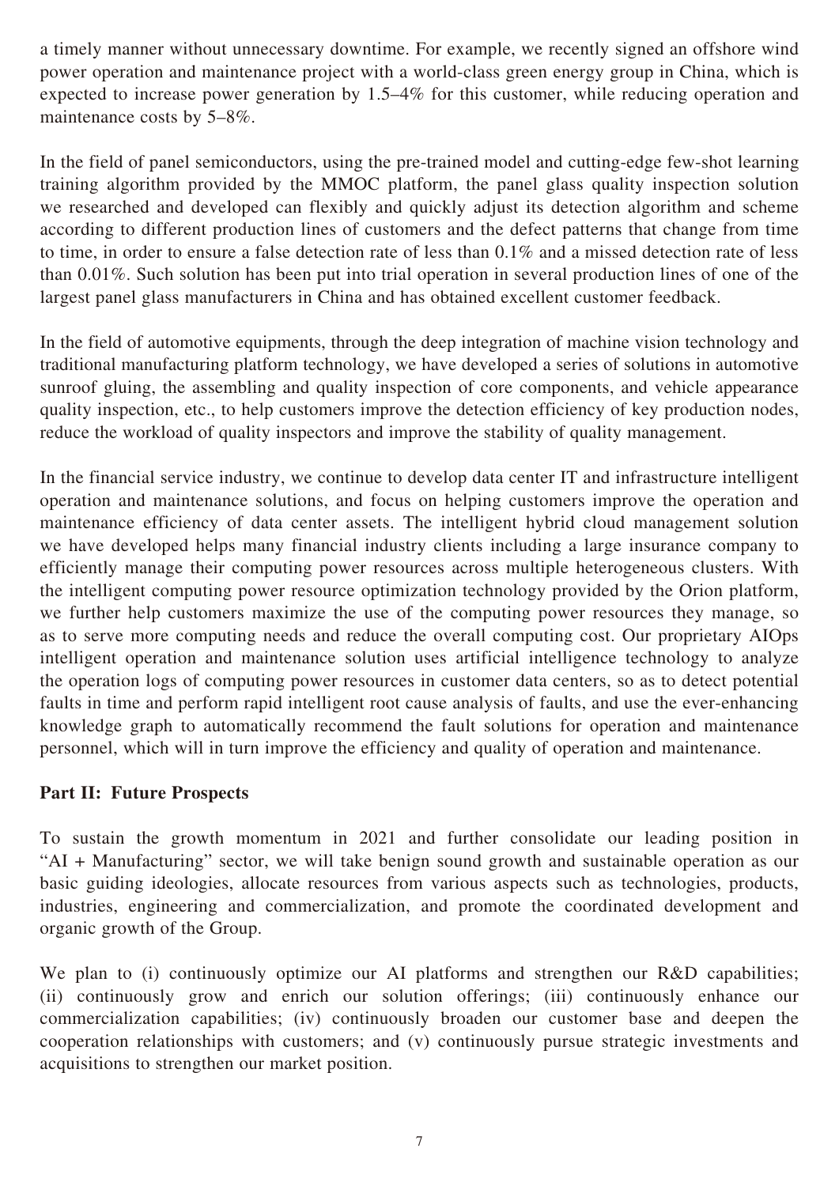a timely manner without unnecessary downtime. For example, we recently signed an offshore wind power operation and maintenance project with a world-class green energy group in China, which is expected to increase power generation by 1.5–4% for this customer, while reducing operation and maintenance costs by 5–8%.

In the field of panel semiconductors, using the pre-trained model and cutting-edge few-shot learning training algorithm provided by the MMOC platform, the panel glass quality inspection solution we researched and developed can flexibly and quickly adjust its detection algorithm and scheme according to different production lines of customers and the defect patterns that change from time to time, in order to ensure a false detection rate of less than 0.1% and a missed detection rate of less than 0.01%. Such solution has been put into trial operation in several production lines of one of the largest panel glass manufacturers in China and has obtained excellent customer feedback.

In the field of automotive equipments, through the deep integration of machine vision technology and traditional manufacturing platform technology, we have developed a series of solutions in automotive sunroof gluing, the assembling and quality inspection of core components, and vehicle appearance quality inspection, etc., to help customers improve the detection efficiency of key production nodes, reduce the workload of quality inspectors and improve the stability of quality management.

In the financial service industry, we continue to develop data center IT and infrastructure intelligent operation and maintenance solutions, and focus on helping customers improve the operation and maintenance efficiency of data center assets. The intelligent hybrid cloud management solution we have developed helps many financial industry clients including a large insurance company to efficiently manage their computing power resources across multiple heterogeneous clusters. With the intelligent computing power resource optimization technology provided by the Orion platform, we further help customers maximize the use of the computing power resources they manage, so as to serve more computing needs and reduce the overall computing cost. Our proprietary AIOps intelligent operation and maintenance solution uses artificial intelligence technology to analyze the operation logs of computing power resources in customer data centers, so as to detect potential faults in time and perform rapid intelligent root cause analysis of faults, and use the ever-enhancing knowledge graph to automatically recommend the fault solutions for operation and maintenance personnel, which will in turn improve the efficiency and quality of operation and maintenance.

**Part II: Future Prospects**

To sustain the growth momentum in 2021 and further consolidate our leading position in "AI + Manufacturing" sector, we will take benign sound growth and sustainable operation as our basic guiding ideologies, allocate resources from various aspects such as technologies, products, industries, engineering and commercialization, and promote the coordinated development and organic growth of the Group.

We plan to (i) continuously optimize our AI platforms and strengthen our R&D capabilities; (ii) continuously grow and enrich our solution offerings; (iii) continuously enhance our commercialization capabilities; (iv) continuously broaden our customer base and deepen the cooperation relationships with customers; and (v) continuously pursue strategic investments and acquisitions to strengthen our market position.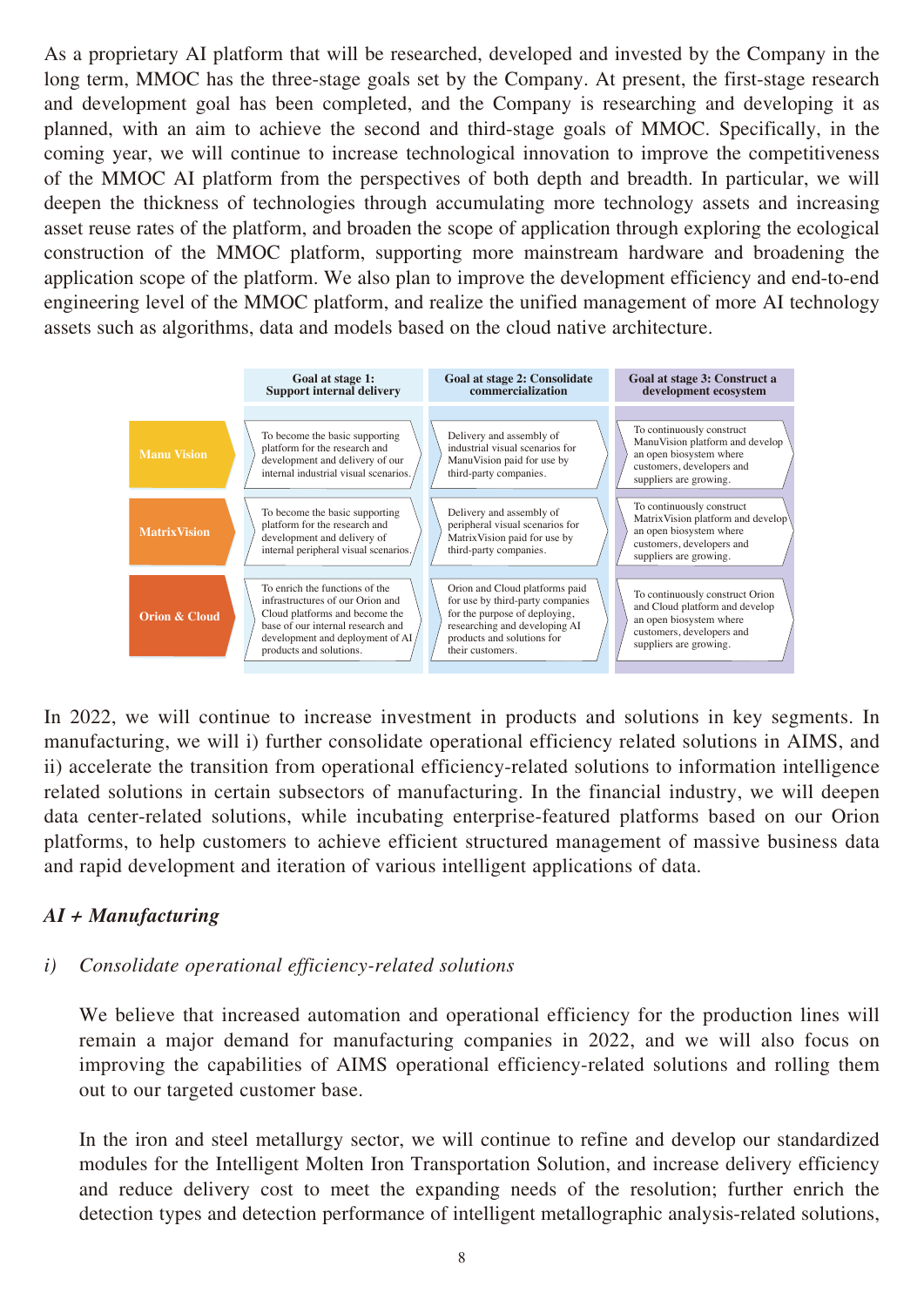As a proprietary AI platform that will be researched, developed and invested by the Company in the long term, MMOC has the three-stage goals set by the Company. At present, the first-stage research and development goal has been completed, and the Company is researching and developing it as planned, with an aim to achieve the second and third-stage goals of MMOC. Specifically, in the coming year, we will continue to increase technological innovation to improve the competitiveness of the MMOC AI platform from the perspectives of both depth and breadth. In particular, we will deepen the thickness of technologies through accumulating more technology assets and increasing asset reuse rates of the platform, and broaden the scope of application through exploring the ecological construction of the MMOC platform, supporting more mainstream hardware and broadening the application scope of the platform. We also plan to improve the development efficiency and end-to-end engineering level of the MMOC platform, and realize the unified management of more AI technology assets such as algorithms, data and models based on the cloud native architecture.

| | Goal at stage 1: Support internal delivery | Goal at stage 2: Consolidate commercialization | Goal at stage 3: Construct a development ecosystem |
|---|---|---|---|
| Manu Vision | To become the basic supporting platform for the research and development and delivery of our internal industrial visual scenarios. | Delivery and assembly of industrial visual scenarios for ManuVision paid for use by third-party companies. | To continuously construct ManuVision platform and develop an open biosystem where customers, developers and suppliers are growing. |
| MatrixVision | To become the basic supporting platform for the research and development and delivery of internal peripheral visual scenarios. | Delivery and assembly of peripheral visual scenarios for MatrixVision paid for use by third-party companies. | To continuously construct MatrixVision platform and develop an open biosystem where customers, developers and suppliers are growing. |
| Orion & Cloud | To enrich the functions of the infrastructures of our Orion and Cloud platforms and become the base of our internal research and development and deployment of AI products and solutions. | Orion and Cloud platforms paid for use by third-party companies for the purpose of deploying, researching and developing AI products and solutions for their customers. | To continuously construct Orion and Cloud platform and develop an open biosystem where customers, developers and suppliers are growing. |

In 2022, we will continue to increase investment in products and solutions in key segments. In manufacturing, we will i) further consolidate operational efficiency related solutions in AIMS, and ii) accelerate the transition from operational efficiency-related solutions to information intelligence related solutions in certain subsectors of manufacturing. In the financial industry, we will deepen data center-related solutions, while incubating enterprise-featured platforms based on our Orion platforms, to help customers to achieve efficient structured management of massive business data and rapid development and iteration of various intelligent applications of data.

### *AI + Manufacturing*

*i) Consolidate operational efficiency-related solutions*

We believe that increased automation and operational efficiency for the production lines will remain a major demand for manufacturing companies in 2022, and we will also focus on improving the capabilities of AIMS operational efficiency-related solutions and rolling them out to our targeted customer base.

In the iron and steel metallurgy sector, we will continue to refine and develop our standardized modules for the Intelligent Molten Iron Transportation Solution, and increase delivery efficiency and reduce delivery cost to meet the expanding needs of the resolution; further enrich the detection types and detection performance of intelligent metallographic analysis-related solutions,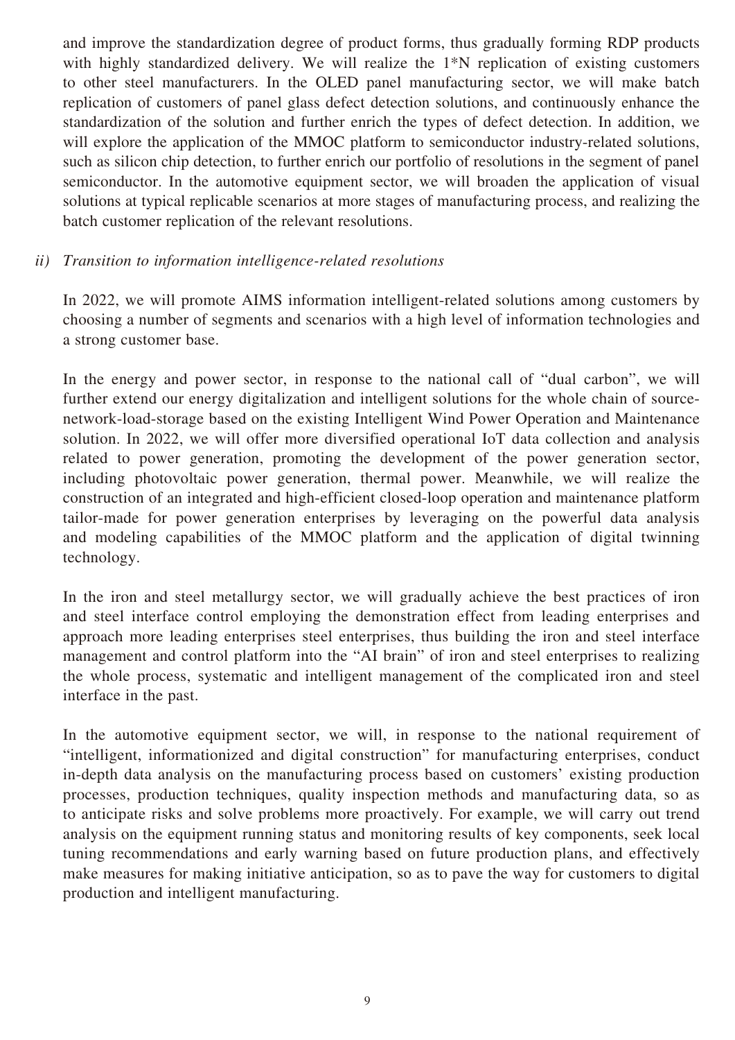and improve the standardization degree of product forms, thus gradually forming RDP products with highly standardized delivery. We will realize the 1*N replication of existing customers to other steel manufacturers. In the OLED panel manufacturing sector, we will make batch replication of customers of panel glass defect detection solutions, and continuously enhance the standardization of the solution and further enrich the types of defect detection. In addition, we will explore the application of the MMOC platform to semiconductor industry-related solutions, such as silicon chip detection, to further enrich our portfolio of resolutions in the segment of panel semiconductor. In the automotive equipment sector, we will broaden the application of visual solutions at typical replicable scenarios at more stages of manufacturing process, and realizing the batch customer replication of the relevant resolutions.

*ii) Transition to information intelligence-related resolutions*

In 2022, we will promote AIMS information intelligent-related solutions among customers by choosing a number of segments and scenarios with a high level of information technologies and a strong customer base.

In the energy and power sector, in response to the national call of "dual carbon", we will further extend our energy digitalization and intelligent solutions for the whole chain of source-network-load-storage based on the existing Intelligent Wind Power Operation and Maintenance solution. In 2022, we will offer more diversified operational IoT data collection and analysis related to power generation, promoting the development of the power generation sector, including photovoltaic power generation, thermal power. Meanwhile, we will realize the construction of an integrated and high-efficient closed-loop operation and maintenance platform tailor-made for power generation enterprises by leveraging on the powerful data analysis and modeling capabilities of the MMOC platform and the application of digital twinning technology.

In the iron and steel metallurgy sector, we will gradually achieve the best practices of iron and steel interface control employing the demonstration effect from leading enterprises and approach more leading enterprises steel enterprises, thus building the iron and steel interface management and control platform into the "AI brain" of iron and steel enterprises to realizing the whole process, systematic and intelligent management of the complicated iron and steel interface in the past.

In the automotive equipment sector, we will, in response to the national requirement of "intelligent, informationized and digital construction" for manufacturing enterprises, conduct in-depth data analysis on the manufacturing process based on customers' existing production processes, production techniques, quality inspection methods and manufacturing data, so as to anticipate risks and solve problems more proactively. For example, we will carry out trend analysis on the equipment running status and monitoring results of key components, seek local tuning recommendations and early warning based on future production plans, and effectively make measures for making initiative anticipation, so as to pave the way for customers to digital production and intelligent manufacturing.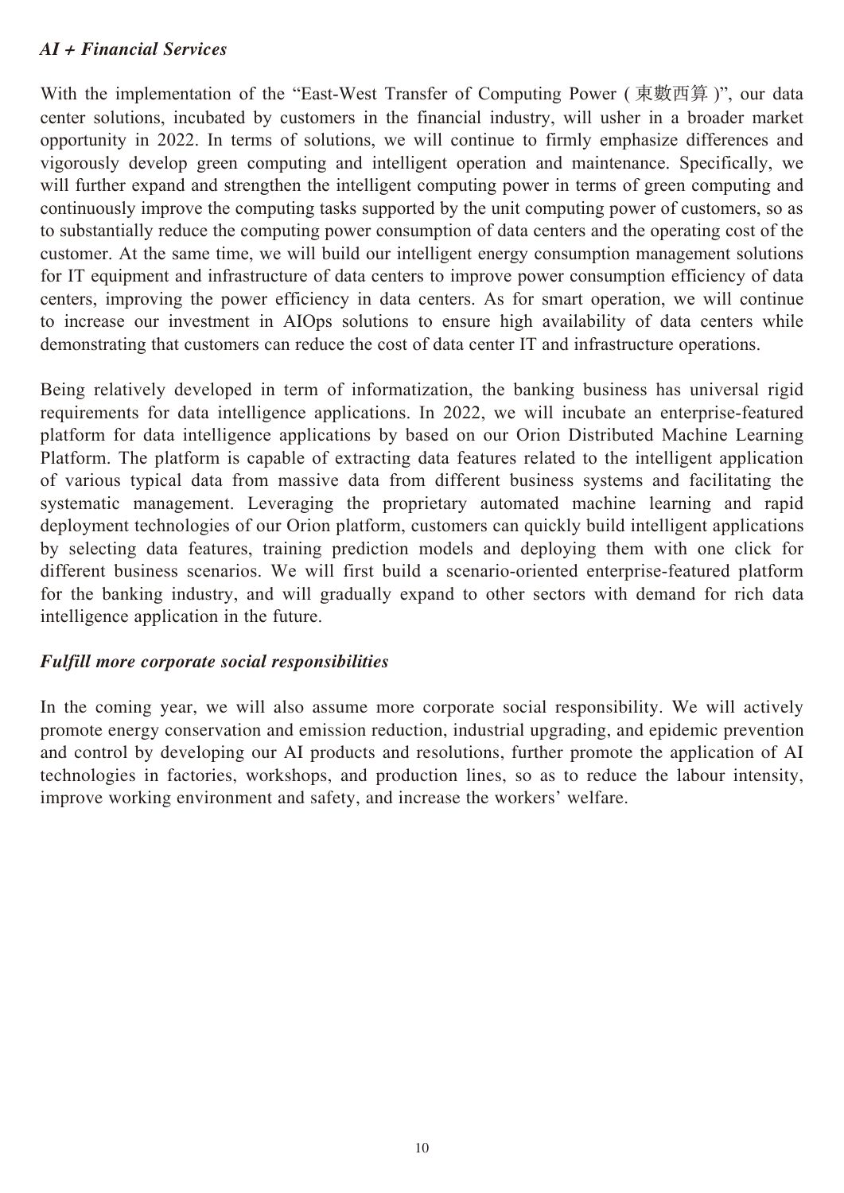*AI + Financial Services*

With the implementation of the "East-West Transfer of Computing Power (東數西算)", our data center solutions, incubated by customers in the financial industry, will usher in a broader market opportunity in 2022. In terms of solutions, we will continue to firmly emphasize differences and vigorously develop green computing and intelligent operation and maintenance. Specifically, we will further expand and strengthen the intelligent computing power in terms of green computing and continuously improve the computing tasks supported by the unit computing power of customers, so as to substantially reduce the computing power consumption of data centers and the operating cost of the customer. At the same time, we will build our intelligent energy consumption management solutions for IT equipment and infrastructure of data centers to improve power consumption efficiency of data centers, improving the power efficiency in data centers. As for smart operation, we will continue to increase our investment in AIOps solutions to ensure high availability of data centers while demonstrating that customers can reduce the cost of data center IT and infrastructure operations.

Being relatively developed in term of informatization, the banking business has universal rigid requirements for data intelligence applications. In 2022, we will incubate an enterprise-featured platform for data intelligence applications by based on our Orion Distributed Machine Learning Platform. The platform is capable of extracting data features related to the intelligent application of various typical data from massive data from different business systems and facilitating the systematic management. Leveraging the proprietary automated machine learning and rapid deployment technologies of our Orion platform, customers can quickly build intelligent applications by selecting data features, training prediction models and deploying them with one click for different business scenarios. We will first build a scenario-oriented enterprise-featured platform for the banking industry, and will gradually expand to other sectors with demand for rich data intelligence application in the future.

*Fulfill more corporate social responsibilities*

In the coming year, we will also assume more corporate social responsibility. We will actively promote energy conservation and emission reduction, industrial upgrading, and epidemic prevention and control by developing our AI products and resolutions, further promote the application of AI technologies in factories, workshops, and production lines, so as to reduce the labour intensity, improve working environment and safety, and increase the workers' welfare.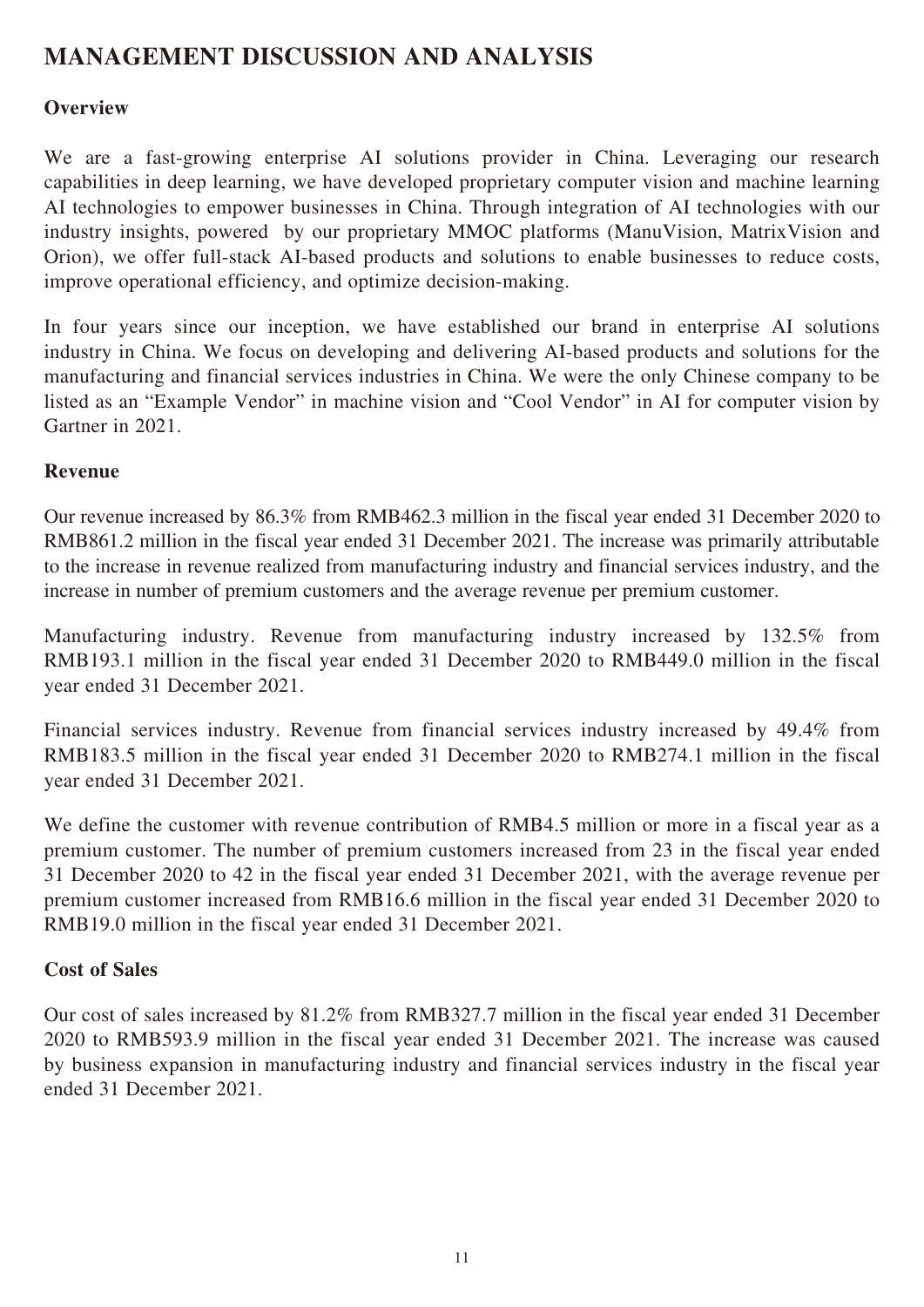# MANAGEMENT DISCUSSION AND ANALYSIS

## Overview

We are a fast-growing enterprise AI solutions provider in China. Leveraging our research capabilities in deep learning, we have developed proprietary computer vision and machine learning AI technologies to empower businesses in China. Through integration of AI technologies with our industry insights, powered by our proprietary MMOC platforms (ManuVision, MatrixVision and Orion), we offer full-stack AI-based products and solutions to enable businesses to reduce costs, improve operational efficiency, and optimize decision-making.

In four years since our inception, we have established our brand in enterprise AI solutions industry in China. We focus on developing and delivering AI-based products and solutions for the manufacturing and financial services industries in China. We were the only Chinese company to be listed as an "Example Vendor" in machine vision and "Cool Vendor" in AI for computer vision by Gartner in 2021.

## Revenue

Our revenue increased by 86.3% from RMB462.3 million in the fiscal year ended 31 December 2020 to RMB861.2 million in the fiscal year ended 31 December 2021. The increase was primarily attributable to the increase in revenue realized from manufacturing industry and financial services industry, and the increase in number of premium customers and the average revenue per premium customer.

Manufacturing industry. Revenue from manufacturing industry increased by 132.5% from RMB193.1 million in the fiscal year ended 31 December 2020 to RMB449.0 million in the fiscal year ended 31 December 2021.

Financial services industry. Revenue from financial services industry increased by 49.4% from RMB183.5 million in the fiscal year ended 31 December 2020 to RMB274.1 million in the fiscal year ended 31 December 2021.

We define the customer with revenue contribution of RMB4.5 million or more in a fiscal year as a premium customer. The number of premium customers increased from 23 in the fiscal year ended 31 December 2020 to 42 in the fiscal year ended 31 December 2021, with the average revenue per premium customer increased from RMB16.6 million in the fiscal year ended 31 December 2020 to RMB19.0 million in the fiscal year ended 31 December 2021.

## Cost of Sales

Our cost of sales increased by 81.2% from RMB327.7 million in the fiscal year ended 31 December 2020 to RMB593.9 million in the fiscal year ended 31 December 2021. The increase was caused by business expansion in manufacturing industry and financial services industry in the fiscal year ended 31 December 2021.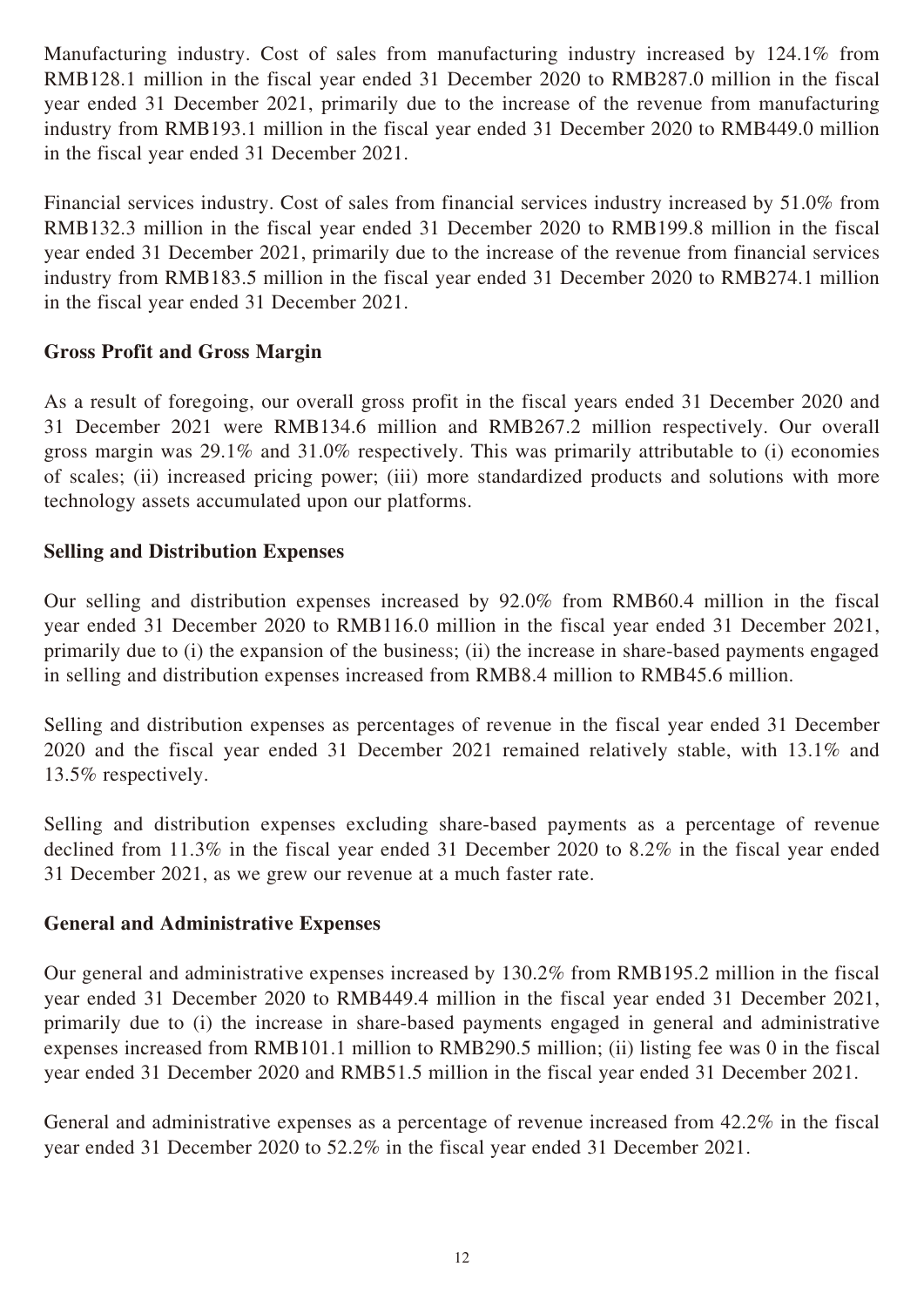Manufacturing industry. Cost of sales from manufacturing industry increased by 124.1% from RMB128.1 million in the fiscal year ended 31 December 2020 to RMB287.0 million in the fiscal year ended 31 December 2021, primarily due to the increase of the revenue from manufacturing industry from RMB193.1 million in the fiscal year ended 31 December 2020 to RMB449.0 million in the fiscal year ended 31 December 2021.

Financial services industry. Cost of sales from financial services industry increased by 51.0% from RMB132.3 million in the fiscal year ended 31 December 2020 to RMB199.8 million in the fiscal year ended 31 December 2021, primarily due to the increase of the revenue from financial services industry from RMB183.5 million in the fiscal year ended 31 December 2020 to RMB274.1 million in the fiscal year ended 31 December 2021.

**Gross Profit and Gross Margin**

As a result of foregoing, our overall gross profit in the fiscal years ended 31 December 2020 and 31 December 2021 were RMB134.6 million and RMB267.2 million respectively. Our overall gross margin was 29.1% and 31.0% respectively. This was primarily attributable to (i) economies of scales; (ii) increased pricing power; (iii) more standardized products and solutions with more technology assets accumulated upon our platforms.

**Selling and Distribution Expenses**

Our selling and distribution expenses increased by 92.0% from RMB60.4 million in the fiscal year ended 31 December 2020 to RMB116.0 million in the fiscal year ended 31 December 2021, primarily due to (i) the expansion of the business; (ii) the increase in share-based payments engaged in selling and distribution expenses increased from RMB8.4 million to RMB45.6 million.

Selling and distribution expenses as percentages of revenue in the fiscal year ended 31 December 2020 and the fiscal year ended 31 December 2021 remained relatively stable, with 13.1% and 13.5% respectively.

Selling and distribution expenses excluding share-based payments as a percentage of revenue declined from 11.3% in the fiscal year ended 31 December 2020 to 8.2% in the fiscal year ended 31 December 2021, as we grew our revenue at a much faster rate.

**General and Administrative Expenses**

Our general and administrative expenses increased by 130.2% from RMB195.2 million in the fiscal year ended 31 December 2020 to RMB449.4 million in the fiscal year ended 31 December 2021, primarily due to (i) the increase in share-based payments engaged in general and administrative expenses increased from RMB101.1 million to RMB290.5 million; (ii) listing fee was 0 in the fiscal year ended 31 December 2020 and RMB51.5 million in the fiscal year ended 31 December 2021.

General and administrative expenses as a percentage of revenue increased from 42.2% in the fiscal year ended 31 December 2020 to 52.2% in the fiscal year ended 31 December 2021.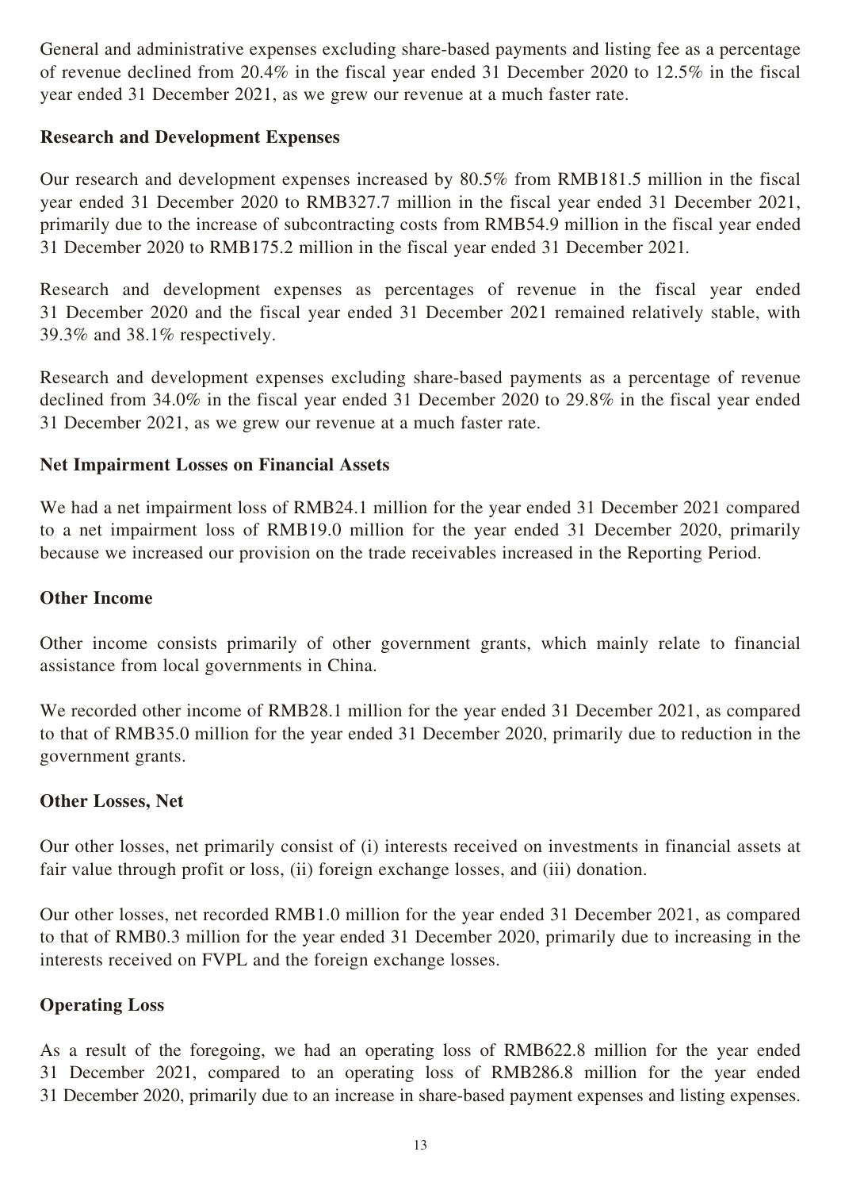General and administrative expenses excluding share-based payments and listing fee as a percentage of revenue declined from 20.4% in the fiscal year ended 31 December 2020 to 12.5% in the fiscal year ended 31 December 2021, as we grew our revenue at a much faster rate.

**Research and Development Expenses**

Our research and development expenses increased by 80.5% from RMB181.5 million in the fiscal year ended 31 December 2020 to RMB327.7 million in the fiscal year ended 31 December 2021, primarily due to the increase of subcontracting costs from RMB54.9 million in the fiscal year ended 31 December 2020 to RMB175.2 million in the fiscal year ended 31 December 2021.

Research and development expenses as percentages of revenue in the fiscal year ended 31 December 2020 and the fiscal year ended 31 December 2021 remained relatively stable, with 39.3% and 38.1% respectively.

Research and development expenses excluding share-based payments as a percentage of revenue declined from 34.0% in the fiscal year ended 31 December 2020 to 29.8% in the fiscal year ended 31 December 2021, as we grew our revenue at a much faster rate.

**Net Impairment Losses on Financial Assets**

We had a net impairment loss of RMB24.1 million for the year ended 31 December 2021 compared to a net impairment loss of RMB19.0 million for the year ended 31 December 2020, primarily because we increased our provision on the trade receivables increased in the Reporting Period.

**Other Income**

Other income consists primarily of other government grants, which mainly relate to financial assistance from local governments in China.

We recorded other income of RMB28.1 million for the year ended 31 December 2021, as compared to that of RMB35.0 million for the year ended 31 December 2020, primarily due to reduction in the government grants.

**Other Losses, Net**

Our other losses, net primarily consist of (i) interests received on investments in financial assets at fair value through profit or loss, (ii) foreign exchange losses, and (iii) donation.

Our other losses, net recorded RMB1.0 million for the year ended 31 December 2021, as compared to that of RMB0.3 million for the year ended 31 December 2020, primarily due to increasing in the interests received on FVPL and the foreign exchange losses.

**Operating Loss**

As a result of the foregoing, we had an operating loss of RMB622.8 million for the year ended 31 December 2021, compared to an operating loss of RMB286.8 million for the year ended 31 December 2020, primarily due to an increase in share-based payment expenses and listing expenses.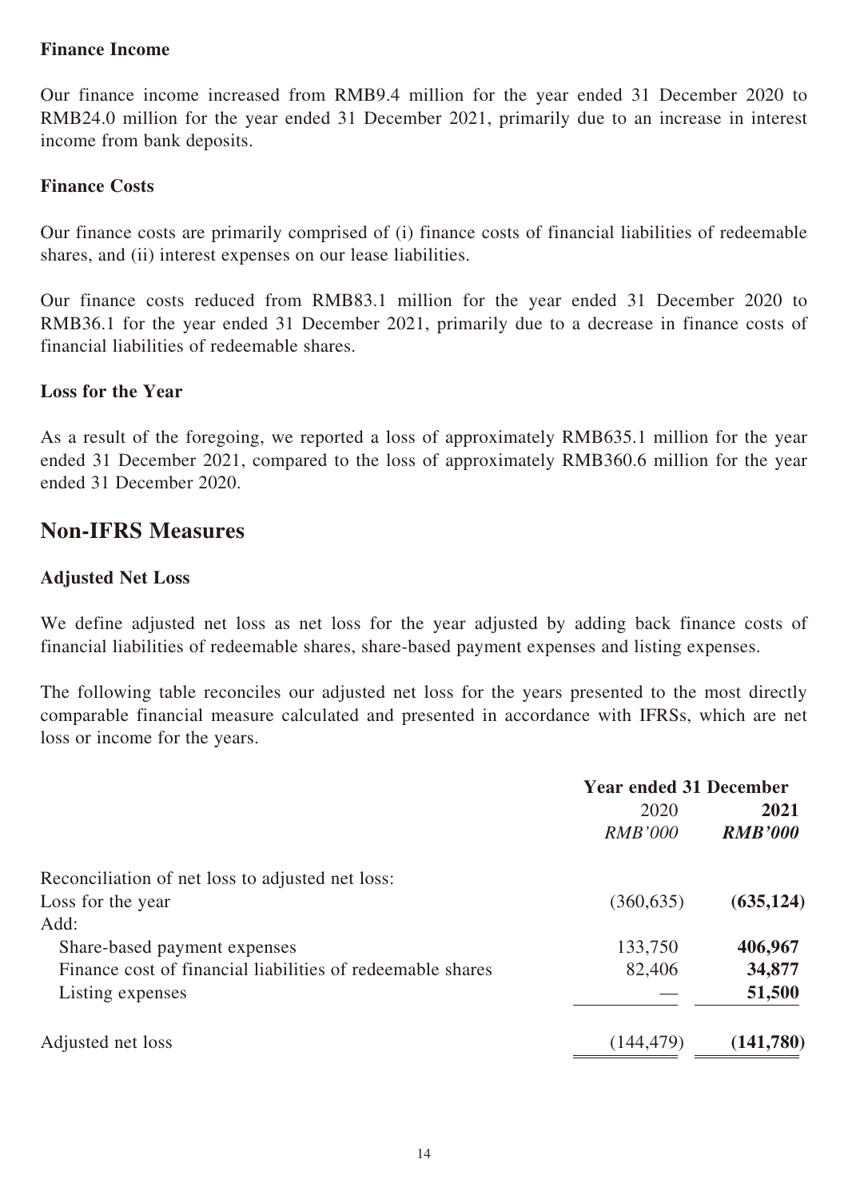### Finance Income

Our finance income increased from RMB9.4 million for the year ended 31 December 2020 to RMB24.0 million for the year ended 31 December 2021, primarily due to an increase in interest income from bank deposits.

### Finance Costs

Our finance costs are primarily comprised of (i) finance costs of financial liabilities of redeemable shares, and (ii) interest expenses on our lease liabilities.

Our finance costs reduced from RMB83.1 million for the year ended 31 December 2020 to RMB36.1 for the year ended 31 December 2021, primarily due to a decrease in finance costs of financial liabilities of redeemable shares.

### Loss for the Year

As a result of the foregoing, we reported a loss of approximately RMB635.1 million for the year ended 31 December 2021, compared to the loss of approximately RMB360.6 million for the year ended 31 December 2020.

## Non-IFRS Measures

### Adjusted Net Loss

We define adjusted net loss as net loss for the year adjusted by adding back finance costs of financial liabilities of redeemable shares, share-based payment expenses and listing expenses.

The following table reconciles our adjusted net loss for the years presented to the most directly comparable financial measure calculated and presented in accordance with IFRSs, which are net loss or income for the years.

| | **Year ended 31 December** | |
|---|---|---|
| | 2020 | **2021** |
| | *RMB'000* | ***RMB'000*** |
| Reconciliation of net loss to adjusted net loss: | | |
| Loss for the year | (360,635) | **(635,124)** |
| Add: | | |
| Share-based payment expenses | 133,750 | **406,967** |
| Finance cost of financial liabilities of redeemable shares | 82,406 | **34,877** |
| Listing expenses | — | **51,500** |
| Adjusted net loss | (144,479) | **(141,780)** |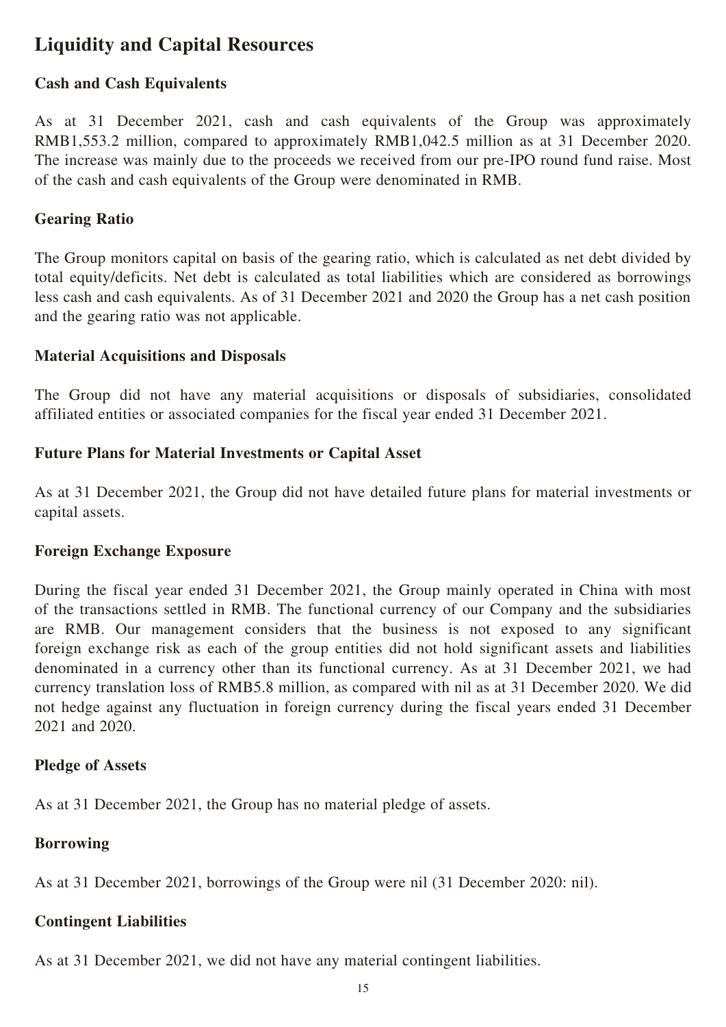# Liquidity and Capital Resources

### Cash and Cash Equivalents

As at 31 December 2021, cash and cash equivalents of the Group was approximately RMB1,553.2 million, compared to approximately RMB1,042.5 million as at 31 December 2020. The increase was mainly due to the proceeds we received from our pre-IPO round fund raise. Most of the cash and cash equivalents of the Group were denominated in RMB.

### Gearing Ratio

The Group monitors capital on basis of the gearing ratio, which is calculated as net debt divided by total equity/deficits. Net debt is calculated as total liabilities which are considered as borrowings less cash and cash equivalents. As of 31 December 2021 and 2020 the Group has a net cash position and the gearing ratio was not applicable.

### Material Acquisitions and Disposals

The Group did not have any material acquisitions or disposals of subsidiaries, consolidated affiliated entities or associated companies for the fiscal year ended 31 December 2021.

### Future Plans for Material Investments or Capital Asset

As at 31 December 2021, the Group did not have detailed future plans for material investments or capital assets.

### Foreign Exchange Exposure

During the fiscal year ended 31 December 2021, the Group mainly operated in China with most of the transactions settled in RMB. The functional currency of our Company and the subsidiaries are RMB. Our management considers that the business is not exposed to any significant foreign exchange risk as each of the group entities did not hold significant assets and liabilities denominated in a currency other than its functional currency. As at 31 December 2021, we had currency translation loss of RMB5.8 million, as compared with nil as at 31 December 2020. We did not hedge against any fluctuation in foreign currency during the fiscal years ended 31 December 2021 and 2020.

### Pledge of Assets

As at 31 December 2021, the Group has no material pledge of assets.

### Borrowing

As at 31 December 2021, borrowings of the Group were nil (31 December 2020: nil).

### Contingent Liabilities

As at 31 December 2021, we did not have any material contingent liabilities.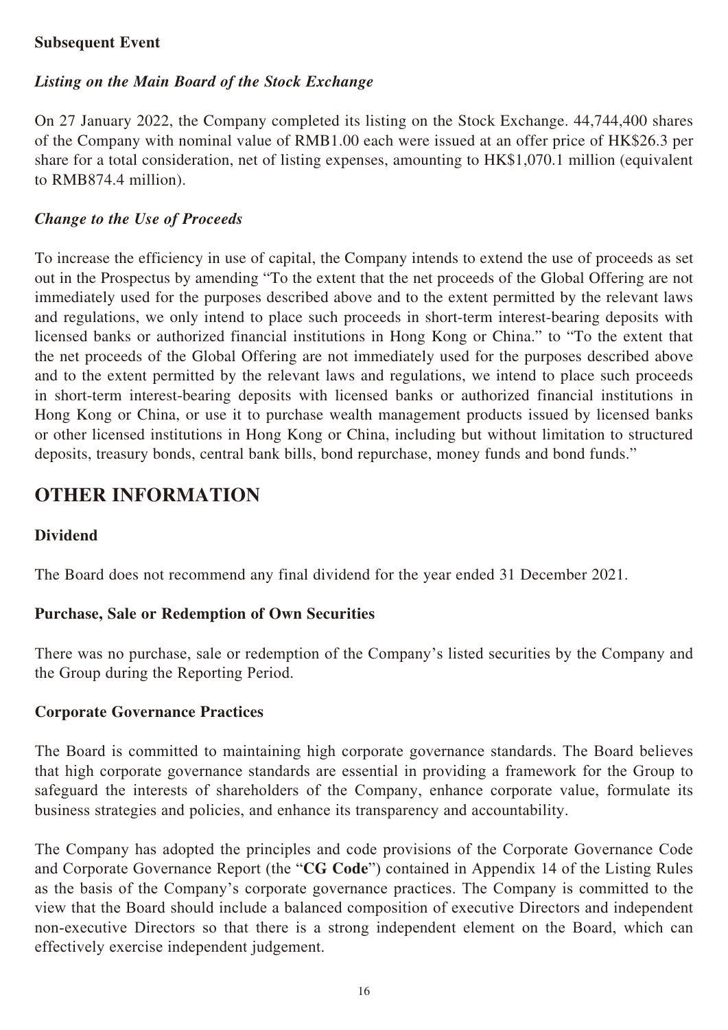### Subsequent Event

***Listing on the Main Board of the Stock Exchange***

On 27 January 2022, the Company completed its listing on the Stock Exchange. 44,744,400 shares of the Company with nominal value of RMB1.00 each were issued at an offer price of HK$26.3 per share for a total consideration, net of listing expenses, amounting to HK$1,070.1 million (equivalent to RMB874.4 million).

***Change to the Use of Proceeds***

To increase the efficiency in use of capital, the Company intends to extend the use of proceeds as set out in the Prospectus by amending "To the extent that the net proceeds of the Global Offering are not immediately used for the purposes described above and to the extent permitted by the relevant laws and regulations, we only intend to place such proceeds in short-term interest-bearing deposits with licensed banks or authorized financial institutions in Hong Kong or China." to "To the extent that the net proceeds of the Global Offering are not immediately used for the purposes described above and to the extent permitted by the relevant laws and regulations, we intend to place such proceeds in short-term interest-bearing deposits with licensed banks or authorized financial institutions in Hong Kong or China, or use it to purchase wealth management products issued by licensed banks or other licensed institutions in Hong Kong or China, including but without limitation to structured deposits, treasury bonds, central bank bills, bond repurchase, money funds and bond funds."

## OTHER INFORMATION

### Dividend

The Board does not recommend any final dividend for the year ended 31 December 2021.

### Purchase, Sale or Redemption of Own Securities

There was no purchase, sale or redemption of the Company's listed securities by the Company and the Group during the Reporting Period.

### Corporate Governance Practices

The Board is committed to maintaining high corporate governance standards. The Board believes that high corporate governance standards are essential in providing a framework for the Group to safeguard the interests of shareholders of the Company, enhance corporate value, formulate its business strategies and policies, and enhance its transparency and accountability.

The Company has adopted the principles and code provisions of the Corporate Governance Code and Corporate Governance Report (the "**CG Code**") contained in Appendix 14 of the Listing Rules as the basis of the Company's corporate governance practices. The Company is committed to the view that the Board should include a balanced composition of executive Directors and independent non-executive Directors so that there is a strong independent element on the Board, which can effectively exercise independent judgement.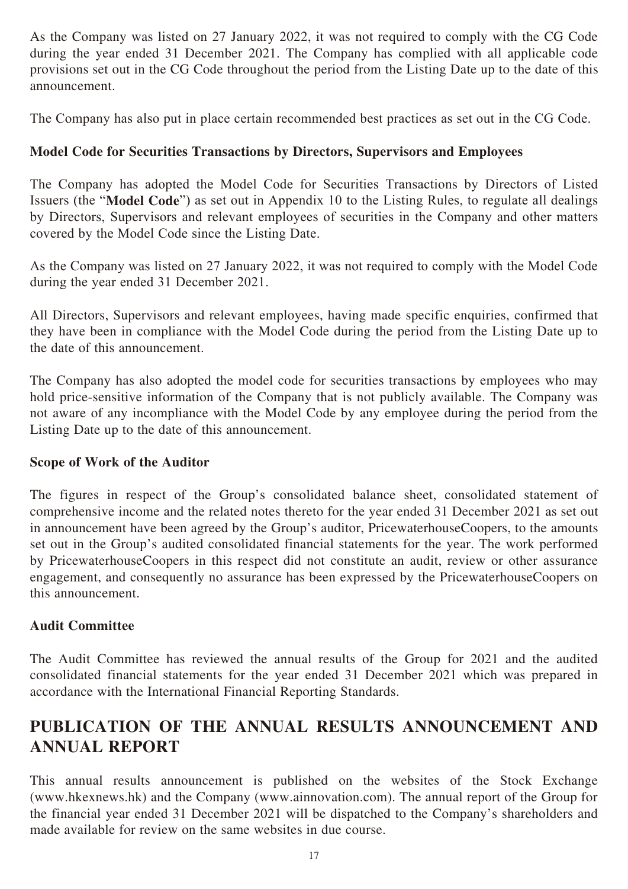As the Company was listed on 27 January 2022, it was not required to comply with the CG Code during the year ended 31 December 2021. The Company has complied with all applicable code provisions set out in the CG Code throughout the period from the Listing Date up to the date of this announcement.

The Company has also put in place certain recommended best practices as set out in the CG Code.

### Model Code for Securities Transactions by Directors, Supervisors and Employees

The Company has adopted the Model Code for Securities Transactions by Directors of Listed Issuers (the "**Model Code**") as set out in Appendix 10 to the Listing Rules, to regulate all dealings by Directors, Supervisors and relevant employees of securities in the Company and other matters covered by the Model Code since the Listing Date.

As the Company was listed on 27 January 2022, it was not required to comply with the Model Code during the year ended 31 December 2021.

All Directors, Supervisors and relevant employees, having made specific enquiries, confirmed that they have been in compliance with the Model Code during the period from the Listing Date up to the date of this announcement.

The Company has also adopted the model code for securities transactions by employees who may hold price-sensitive information of the Company that is not publicly available. The Company was not aware of any incompliance with the Model Code by any employee during the period from the Listing Date up to the date of this announcement.

### Scope of Work of the Auditor

The figures in respect of the Group's consolidated balance sheet, consolidated statement of comprehensive income and the related notes thereto for the year ended 31 December 2021 as set out in announcement have been agreed by the Group's auditor, PricewaterhouseCoopers, to the amounts set out in the Group's audited consolidated financial statements for the year. The work performed by PricewaterhouseCoopers in this respect did not constitute an audit, review or other assurance engagement, and consequently no assurance has been expressed by the PricewaterhouseCoopers on this announcement.

### Audit Committee

The Audit Committee has reviewed the annual results of the Group for 2021 and the audited consolidated financial statements for the year ended 31 December 2021 which was prepared in accordance with the International Financial Reporting Standards.

## PUBLICATION OF THE ANNUAL RESULTS ANNOUNCEMENT AND ANNUAL REPORT

This annual results announcement is published on the websites of the Stock Exchange (www.hkexnews.hk) and the Company (www.ainnovation.com). The annual report of the Group for the financial year ended 31 December 2021 will be dispatched to the Company's shareholders and made available for review on the same websites in due course.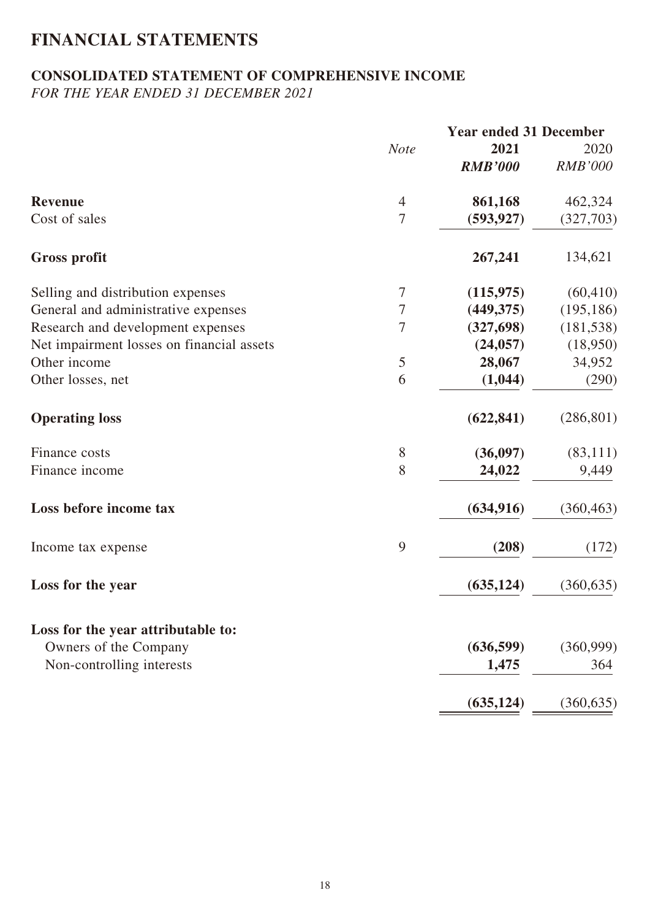# FINANCIAL STATEMENTS

## CONSOLIDATED STATEMENT OF COMPREHENSIVE INCOME

*FOR THE YEAR ENDED 31 DECEMBER 2021*

| | *Note* | **Year ended 31 December** | |
|---|---|---|---|
| | | **2021** | 2020 |
| | | ***RMB'000*** | *RMB'000* |
| **Revenue** | 4 | **861,168** | 462,324 |
| Cost of sales | 7 | **(593,927)** | (327,703) |
| **Gross profit** | | **267,241** | 134,621 |
| Selling and distribution expenses | 7 | **(115,975)** | (60,410) |
| General and administrative expenses | 7 | **(449,375)** | (195,186) |
| Research and development expenses | 7 | **(327,698)** | (181,538) |
| Net impairment losses on financial assets | | **(24,057)** | (18,950) |
| Other income | 5 | **28,067** | 34,952 |
| Other losses, net | 6 | **(1,044)** | (290) |
| **Operating loss** | | **(622,841)** | (286,801) |
| Finance costs | 8 | **(36,097)** | (83,111) |
| Finance income | 8 | **24,022** | 9,449 |
| **Loss before income tax** | | **(634,916)** | (360,463) |
| Income tax expense | 9 | **(208)** | (172) |
| **Loss for the year** | | **(635,124)** | (360,635) |
| **Loss for the year attributable to:** | | | |
| Owners of the Company | | **(636,599)** | (360,999) |
| Non-controlling interests | | **1,475** | 364 |
| | | **(635,124)** | (360,635) |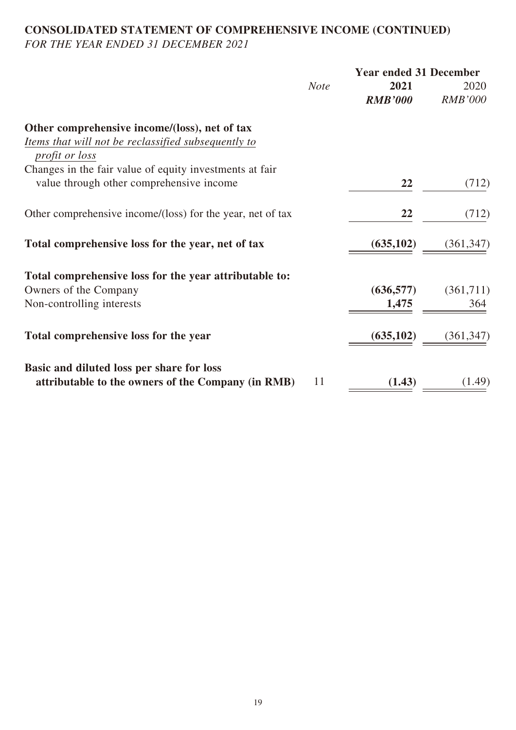## CONSOLIDATED STATEMENT OF COMPREHENSIVE INCOME (CONTINUED)

*FOR THE YEAR ENDED 31 DECEMBER 2021*

| | *Note* | Year ended 31 December | |
|---|---|---|---|
| | | **2021** | 2020 |
| | | ***RMB'000*** | *RMB'000* |
| **Other comprehensive income/(loss), net of tax** | | | |
| *Items that will not be reclassified subsequently to profit or loss* | | | |
| Changes in the fair value of equity investments at fair value through other comprehensive income | | **22** | (712) |
| Other comprehensive income/(loss) for the year, net of tax | | **22** | (712) |
| **Total comprehensive loss for the year, net of tax** | | **(635,102)** | (361,347) |
| **Total comprehensive loss for the year attributable to:** | | | |
| Owners of the Company | | **(636,577)** | (361,711) |
| Non-controlling interests | | **1,475** | 364 |
| **Total comprehensive loss for the year** | | **(635,102)** | (361,347) |
| **Basic and diluted loss per share for loss attributable to the owners of the Company (in RMB)** | 11 | **(1.43)** | (1.49) |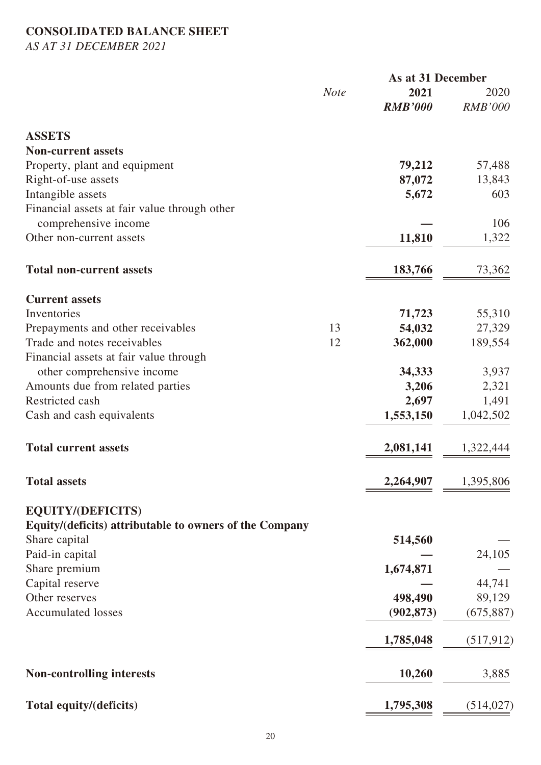**CONSOLIDATED BALANCE SHEET**

*AS AT 31 DECEMBER 2021*

| | Note | As at 31 December | |
|---|---|---|---|
| | | **2021** | 2020 |
| | | ***RMB'000*** | *RMB'000* |
| **ASSETS** | | | |
| **Non-current assets** | | | |
| Property, plant and equipment | | **79,212** | 57,488 |
| Right-of-use assets | | **87,072** | 13,843 |
| Intangible assets | | **5,672** | 603 |
| Financial assets at fair value through other comprehensive income | | **—** | 106 |
| Other non-current assets | | **11,810** | 1,322 |
| **Total non-current assets** | | **183,766** | 73,362 |
| **Current assets** | | | |
| Inventories | | **71,723** | 55,310 |
| Prepayments and other receivables | 13 | **54,032** | 27,329 |
| Trade and notes receivables | 12 | **362,000** | 189,554 |
| Financial assets at fair value through other comprehensive income | | **34,333** | 3,937 |
| Amounts due from related parties | | **3,206** | 2,321 |
| Restricted cash | | **2,697** | 1,491 |
| Cash and cash equivalents | | **1,553,150** | 1,042,502 |
| **Total current assets** | | **2,081,141** | 1,322,444 |
| **Total assets** | | **2,264,907** | 1,395,806 |
| **EQUITY/(DEFICITS)** | | | |
| **Equity/(deficits) attributable to owners of the Company** | | | |
| Share capital | | **514,560** | — |
| Paid-in capital | | **—** | 24,105 |
| Share premium | | **1,674,871** | — |
| Capital reserve | | **—** | 44,741 |
| Other reserves | | **498,490** | 89,129 |
| Accumulated losses | | **(902,873)** | (675,887) |
| | | **1,785,048** | (517,912) |
| **Non-controlling interests** | | **10,260** | 3,885 |
| **Total equity/(deficits)** | | **1,795,308** | (514,027) |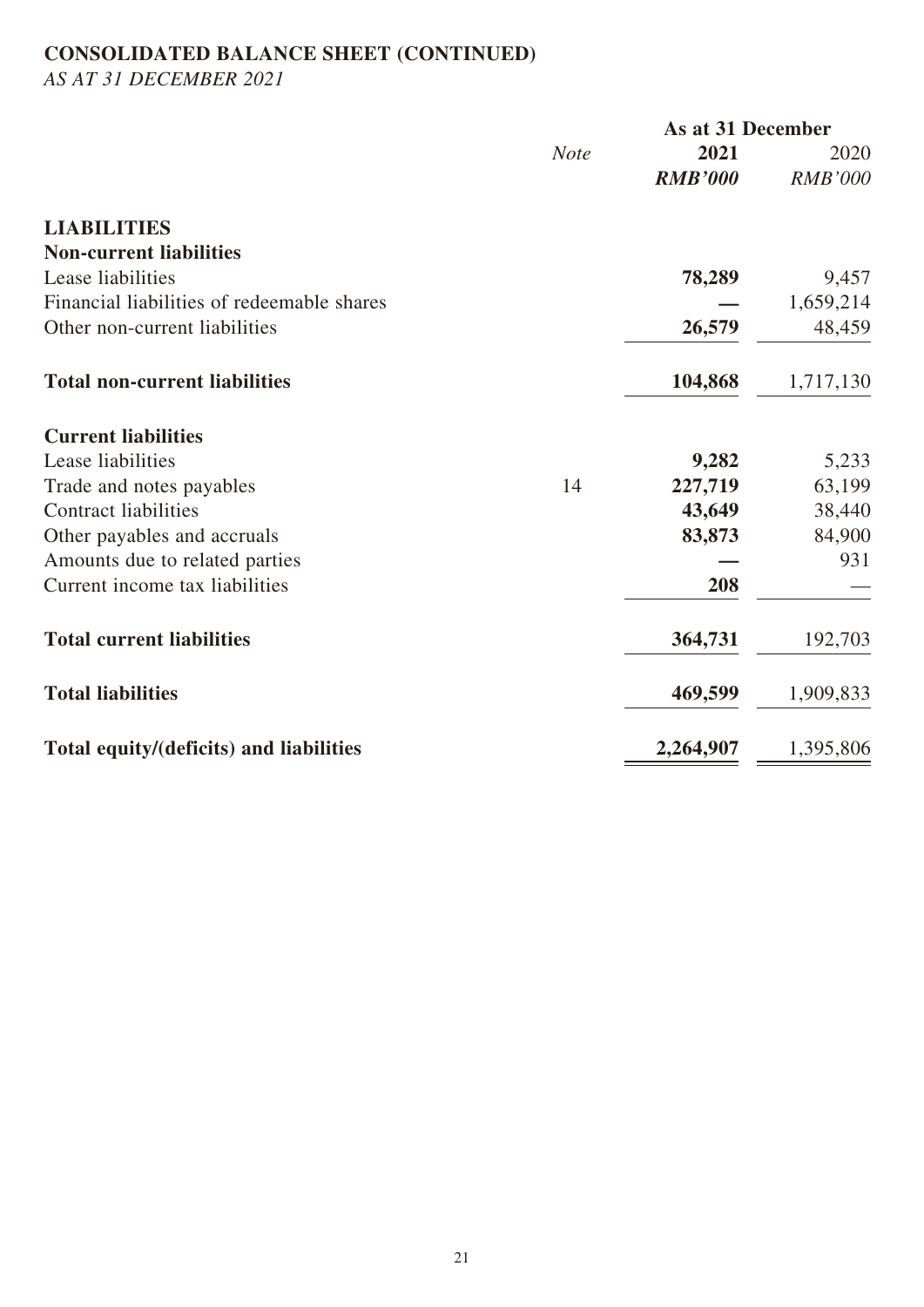# CONSOLIDATED BALANCE SHEET (CONTINUED)

*AS AT 31 DECEMBER 2021*

| | *Note* | As at 31 December | |
|---|---|---|---|
| | | **2021** | 2020 |
| | | ***RMB'000*** | *RMB'000* |
| **LIABILITIES** | | | |
| **Non-current liabilities** | | | |
| Lease liabilities | | **78,289** | 9,457 |
| Financial liabilities of redeemable shares | | **—** | 1,659,214 |
| Other non-current liabilities | | **26,579** | 48,459 |
| **Total non-current liabilities** | | **104,868** | 1,717,130 |
| **Current liabilities** | | | |
| Lease liabilities | | **9,282** | 5,233 |
| Trade and notes payables | 14 | **227,719** | 63,199 |
| Contract liabilities | | **43,649** | 38,440 |
| Other payables and accruals | | **83,873** | 84,900 |
| Amounts due to related parties | | **—** | 931 |
| Current income tax liabilities | | **208** | — |
| **Total current liabilities** | | **364,731** | 192,703 |
| **Total liabilities** | | **469,599** | 1,909,833 |
| **Total equity/(deficits) and liabilities** | | **2,264,907** | 1,395,806 |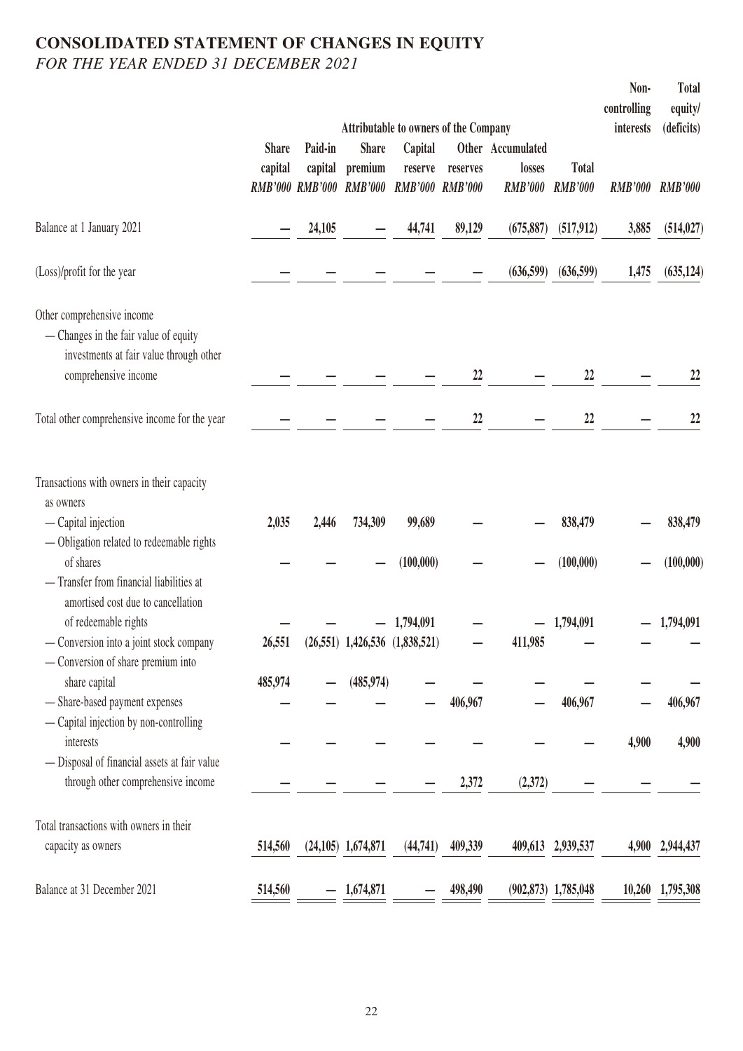# CONSOLIDATED STATEMENT OF CHANGES IN EQUITY

*FOR THE YEAR ENDED 31 DECEMBER 2021*

| | Attributable to owners of the Company | | | | | | | Non-controlling interests | Total equity/ (deficits) |
|---|---|---|---|---|---|---|---|---|---|
| | Share capital | Paid-in capital | Share premium | Capital reserve | Other reserves | Accumulated losses | Total | | |
| | *RMB'000* | *RMB'000* | *RMB'000* | *RMB'000* | *RMB'000* | *RMB'000* | *RMB'000* | *RMB'000* | *RMB'000* |
| Balance at 1 January 2021 | — | 24,105 | — | 44,741 | 89,129 | (675,887) | (517,912) | 3,885 | (514,027) |
| (Loss)/profit for the year | — | — | — | — | — | (636,599) | (636,599) | 1,475 | (635,124) |
| Other comprehensive income | | | | | | | | | |
| — Changes in the fair value of equity investments at fair value through other comprehensive income | — | — | — | — | 22 | — | 22 | — | 22 |
| Total other comprehensive income for the year | — | — | — | — | 22 | — | 22 | — | 22 |
| Transactions with owners in their capacity as owners | | | | | | | | | |
| — Capital injection | 2,035 | 2,446 | 734,309 | 99,689 | — | — | 838,479 | — | 838,479 |
| — Obligation related to redeemable rights of shares | — | — | — | (100,000) | — | — | (100,000) | — | (100,000) |
| — Transfer from financial liabilities at amortised cost due to cancellation of redeemable rights | — | — | — | 1,794,091 | — | — | 1,794,091 | — | 1,794,091 |
| — Conversion into a joint stock company | 26,551 | (26,551) | 1,426,536 | (1,838,521) | — | 411,985 | — | — | — |
| — Conversion of share premium into share capital | 485,974 | — | (485,974) | — | — | — | — | — | — |
| — Share-based payment expenses | — | — | — | — | 406,967 | — | 406,967 | — | 406,967 |
| — Capital injection by non-controlling interests | — | — | — | — | — | — | — | 4,900 | 4,900 |
| — Disposal of financial assets at fair value through other comprehensive income | — | — | — | — | 2,372 | (2,372) | — | — | — |
| Total transactions with owners in their capacity as owners | 514,560 | (24,105) | 1,674,871 | (44,741) | 409,339 | 409,613 | 2,939,537 | 4,900 | 2,944,437 |
| Balance at 31 December 2021 | 514,560 | — | 1,674,871 | — | 498,490 | (902,873) | 1,785,048 | 10,260 | 1,795,308 |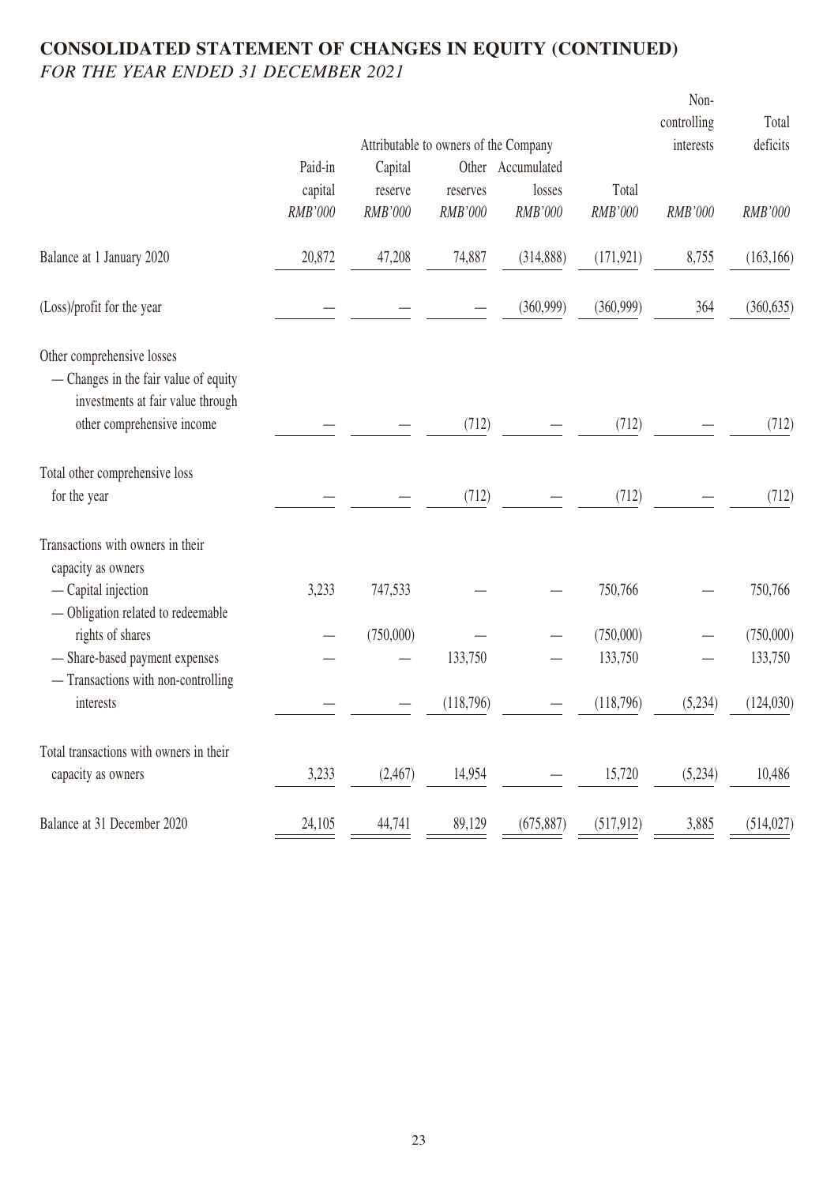# CONSOLIDATED STATEMENT OF CHANGES IN EQUITY (CONTINUED)

*FOR THE YEAR ENDED 31 DECEMBER 2021*

| | Attributable to owners of the Company | | | | | Non-controlling interests | Total deficits |
|---|---|---|---|---|---|---|---|
| | Paid-in capital | Capital reserve | Other reserves | Accumulated losses | Total | | |
| | *RMB'000* | *RMB'000* | *RMB'000* | *RMB'000* | *RMB'000* | *RMB'000* | *RMB'000* |
| Balance at 1 January 2020 | 20,872 | 47,208 | 74,887 | (314,888) | (171,921) | 8,755 | (163,166) |
| (Loss)/profit for the year | — | — | — | (360,999) | (360,999) | 364 | (360,635) |
| Other comprehensive losses | | | | | | | |
| — Changes in the fair value of equity investments at fair value through other comprehensive income | — | — | (712) | — | (712) | — | (712) |
| Total other comprehensive loss for the year | — | — | (712) | — | (712) | — | (712) |
| Transactions with owners in their capacity as owners | | | | | | | |
| — Capital injection | 3,233 | 747,533 | — | — | 750,766 | — | 750,766 |
| — Obligation related to redeemable rights of shares | — | (750,000) | — | — | (750,000) | — | (750,000) |
| — Share-based payment expenses | — | — | 133,750 | — | 133,750 | — | 133,750 |
| — Transactions with non-controlling interests | — | — | (118,796) | — | (118,796) | (5,234) | (124,030) |
| Total transactions with owners in their capacity as owners | 3,233 | (2,467) | 14,954 | — | 15,720 | (5,234) | 10,486 |
| Balance at 31 December 2020 | 24,105 | 44,741 | 89,129 | (675,887) | (517,912) | 3,885 | (514,027) |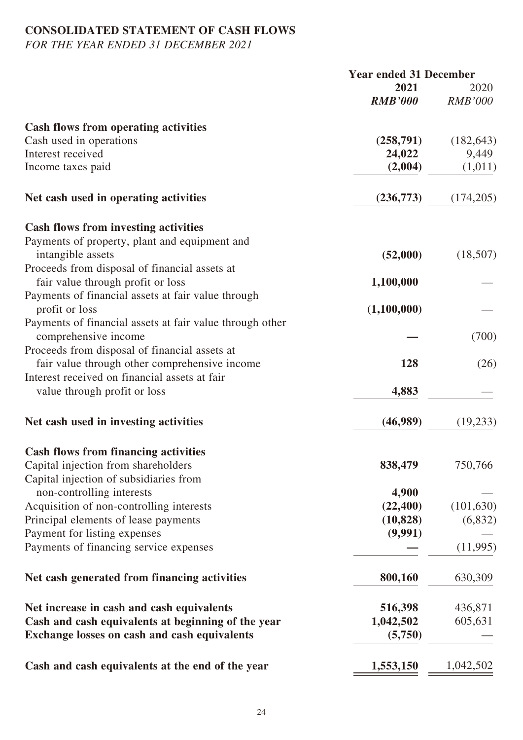# CONSOLIDATED STATEMENT OF CASH FLOWS

*FOR THE YEAR ENDED 31 DECEMBER 2021*

| | Year ended 31 December | |
|---|---|---|
| | **2021** | 2020 |
| | ***RMB'000*** | *RMB'000* |
| **Cash flows from operating activities** | | |
| Cash used in operations | **(258,791)** | (182,643) |
| Interest received | **24,022** | 9,449 |
| Income taxes paid | **(2,004)** | (1,011) |
| **Net cash used in operating activities** | **(236,773)** | (174,205) |
| **Cash flows from investing activities** | | |
| Payments of property, plant and equipment and intangible assets | **(52,000)** | (18,507) |
| Proceeds from disposal of financial assets at fair value through profit or loss | **1,100,000** | — |
| Payments of financial assets at fair value through profit or loss | **(1,100,000)** | — |
| Payments of financial assets at fair value through other comprehensive income | **—** | (700) |
| Proceeds from disposal of financial assets at fair value through other comprehensive income | **128** | (26) |
| Interest received on financial assets at fair value through profit or loss | **4,883** | — |
| **Net cash used in investing activities** | **(46,989)** | (19,233) |
| **Cash flows from financing activities** | | |
| Capital injection from shareholders | **838,479** | 750,766 |
| Capital injection of subsidiaries from non-controlling interests | **4,900** | — |
| Acquisition of non-controlling interests | **(22,400)** | (101,630) |
| Principal elements of lease payments | **(10,828)** | (6,832) |
| Payment for listing expenses | **(9,991)** | — |
| Payments of financing service expenses | **—** | (11,995) |
| **Net cash generated from financing activities** | **800,160** | 630,309 |
| **Net increase in cash and cash equivalents** | **516,398** | 436,871 |
| **Cash and cash equivalents at beginning of the year** | **1,042,502** | 605,631 |
| **Exchange losses on cash and cash equivalents** | **(5,750)** | — |
| **Cash and cash equivalents at the end of the year** | **1,553,150** | 1,042,502 |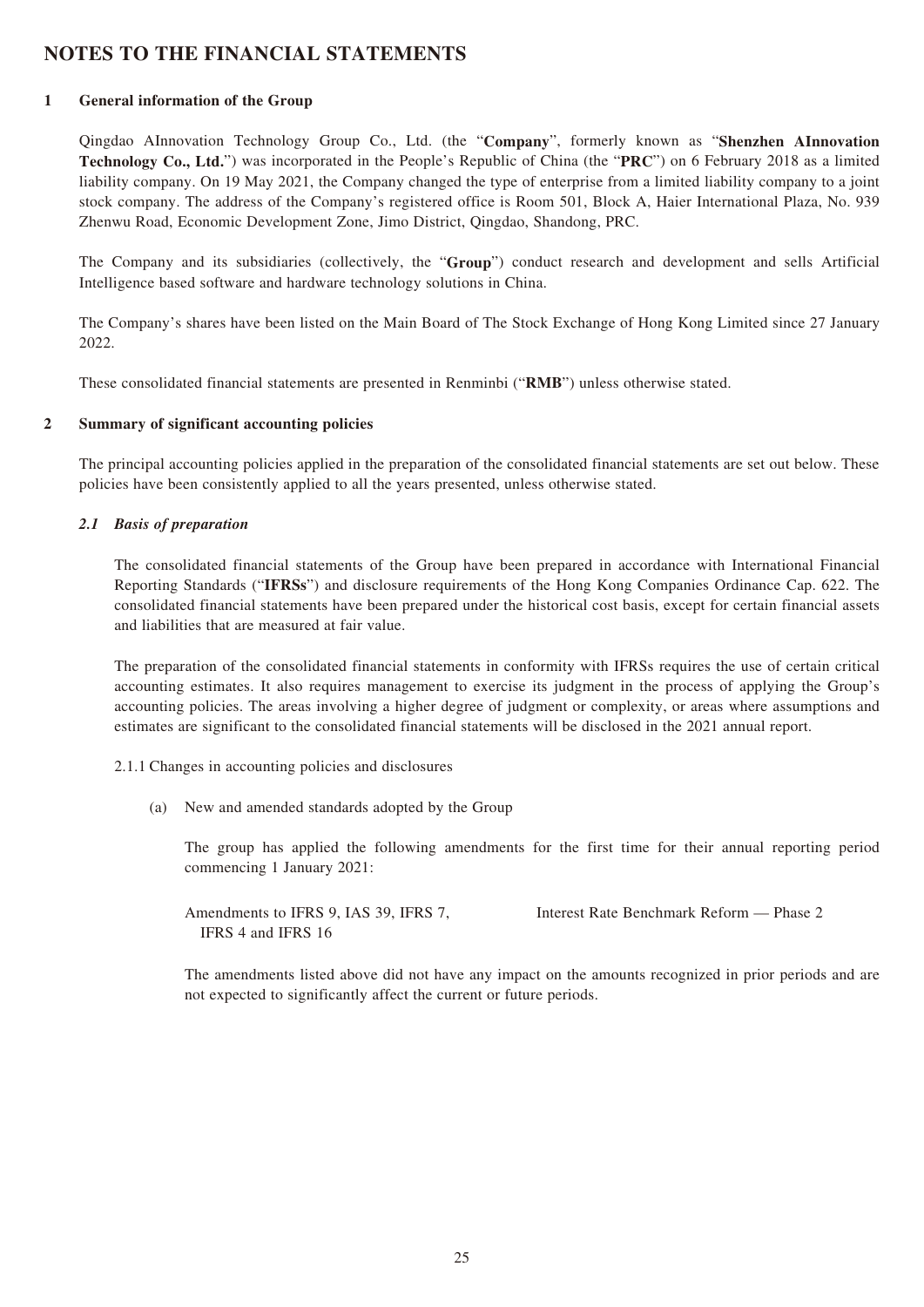# NOTES TO THE FINANCIAL STATEMENTS

## 1 General information of the Group

Qingdao AInnovation Technology Group Co., Ltd. (the "**Company**", formerly known as "**Shenzhen AInnovation Technology Co., Ltd.**") was incorporated in the People's Republic of China (the "**PRC**") on 6 February 2018 as a limited liability company. On 19 May 2021, the Company changed the type of enterprise from a limited liability company to a joint stock company. The address of the Company's registered office is Room 501, Block A, Haier International Plaza, No. 939 Zhenwu Road, Economic Development Zone, Jimo District, Qingdao, Shandong, PRC.

The Company and its subsidiaries (collectively, the "**Group**") conduct research and development and sells Artificial Intelligence based software and hardware technology solutions in China.

The Company's shares have been listed on the Main Board of The Stock Exchange of Hong Kong Limited since 27 January 2022.

These consolidated financial statements are presented in Renminbi ("**RMB**") unless otherwise stated.

## 2 Summary of significant accounting policies

The principal accounting policies applied in the preparation of the consolidated financial statements are set out below. These policies have been consistently applied to all the years presented, unless otherwise stated.

### *2.1 Basis of preparation*

The consolidated financial statements of the Group have been prepared in accordance with International Financial Reporting Standards ("**IFRSs**") and disclosure requirements of the Hong Kong Companies Ordinance Cap. 622. The consolidated financial statements have been prepared under the historical cost basis, except for certain financial assets and liabilities that are measured at fair value.

The preparation of the consolidated financial statements in conformity with IFRSs requires the use of certain critical accounting estimates. It also requires management to exercise its judgment in the process of applying the Group's accounting policies. The areas involving a higher degree of judgment or complexity, or areas where assumptions and estimates are significant to the consolidated financial statements will be disclosed in the 2021 annual report.

2.1.1 Changes in accounting policies and disclosures

(a) New and amended standards adopted by the Group

The group has applied the following amendments for the first time for their annual reporting period commencing 1 January 2021:

| | |
|---|---|
| Amendments to IFRS 9, IAS 39, IFRS 7, IFRS 4 and IFRS 16 | Interest Rate Benchmark Reform — Phase 2 |

The amendments listed above did not have any impact on the amounts recognized in prior periods and are not expected to significantly affect the current or future periods.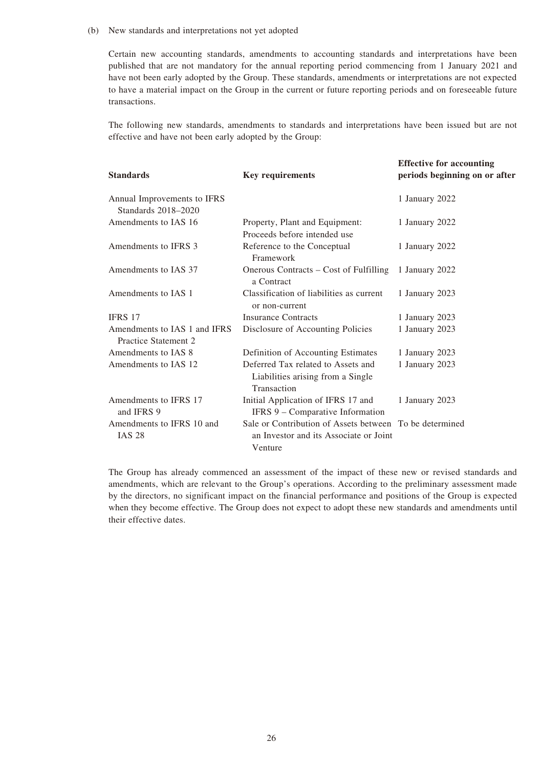(b) New standards and interpretations not yet adopted

Certain new accounting standards, amendments to accounting standards and interpretations have been published that are not mandatory for the annual reporting period commencing from 1 January 2021 and have not been early adopted by the Group. These standards, amendments or interpretations are not expected to have a material impact on the Group in the current or future reporting periods and on foreseeable future transactions.

The following new standards, amendments to standards and interpretations have been issued but are not effective and have not been early adopted by the Group:

| Standards | Key requirements | Effective for accounting periods beginning on or after |
|---|---|---|
| Annual Improvements to IFRS Standards 2018–2020 | | 1 January 2022 |
| Amendments to IAS 16 | Property, Plant and Equipment: Proceeds before intended use | 1 January 2022 |
| Amendments to IFRS 3 | Reference to the Conceptual Framework | 1 January 2022 |
| Amendments to IAS 37 | Onerous Contracts – Cost of Fulfilling a Contract | 1 January 2022 |
| Amendments to IAS 1 | Classification of liabilities as current or non-current | 1 January 2023 |
| IFRS 17 | Insurance Contracts | 1 January 2023 |
| Amendments to IAS 1 and IFRS Practice Statement 2 | Disclosure of Accounting Policies | 1 January 2023 |
| Amendments to IAS 8 | Definition of Accounting Estimates | 1 January 2023 |
| Amendments to IAS 12 | Deferred Tax related to Assets and Liabilities arising from a Single Transaction | 1 January 2023 |
| Amendments to IFRS 17 and IFRS 9 | Initial Application of IFRS 17 and IFRS 9 – Comparative Information | 1 January 2023 |
| Amendments to IFRS 10 and IAS 28 | Sale or Contribution of Assets between an Investor and its Associate or Joint Venture | To be determined |

The Group has already commenced an assessment of the impact of these new or revised standards and amendments, which are relevant to the Group's operations. According to the preliminary assessment made by the directors, no significant impact on the financial performance and positions of the Group is expected when they become effective. The Group does not expect to adopt these new standards and amendments until their effective dates.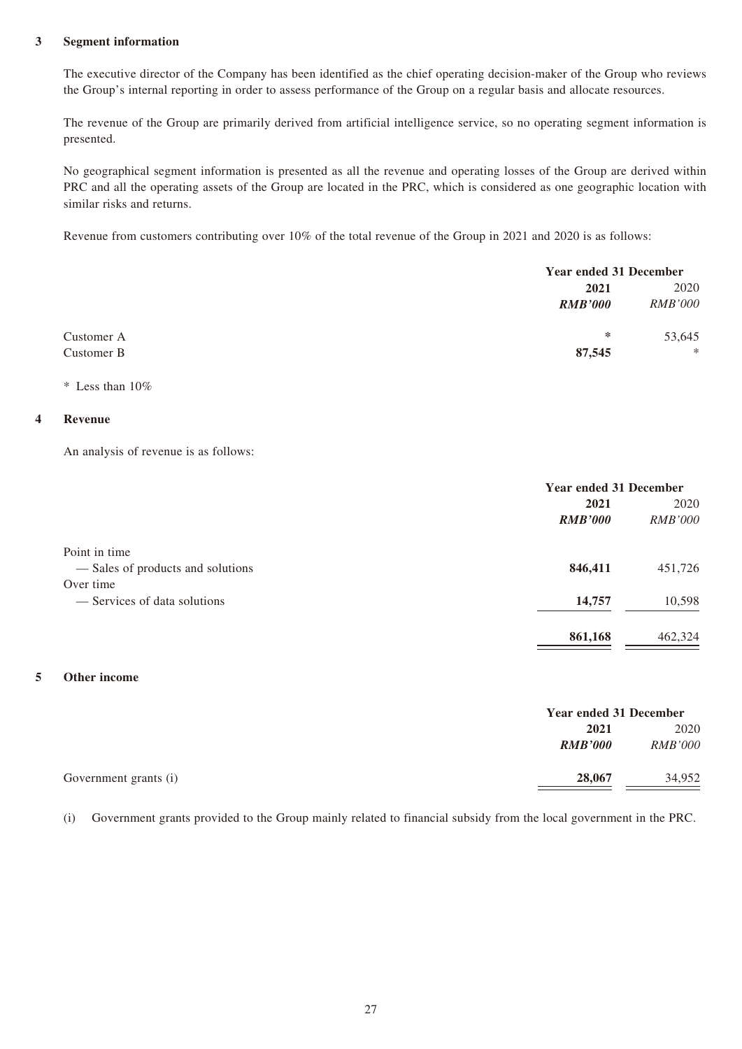## 3 Segment information

The executive director of the Company has been identified as the chief operating decision-maker of the Group who reviews the Group's internal reporting in order to assess performance of the Group on a regular basis and allocate resources.

The revenue of the Group are primarily derived from artificial intelligence service, so no operating segment information is presented.

No geographical segment information is presented as all the revenue and operating losses of the Group are derived within PRC and all the operating assets of the Group are located in the PRC, which is considered as one geographic location with similar risks and returns.

Revenue from customers contributing over 10% of the total revenue of the Group in 2021 and 2020 is as follows:

| | Year ended 31 December | |
|---|---|---|
| | **2021** | 2020 |
| | ***RMB'000*** | *RMB'000* |
| Customer A | * | 53,645 |
| Customer B | **87,545** | * |

\* Less than 10%

## 4 Revenue

An analysis of revenue is as follows:

| | Year ended 31 December | |
|---|---|---|
| | **2021** | 2020 |
| | ***RMB'000*** | *RMB'000* |
| Point in time | | |
| — Sales of products and solutions | **846,411** | 451,726 |
| Over time | | |
| — Services of data solutions | **14,757** | 10,598 |
| | **861,168** | 462,324 |

## 5 Other income

| | Year ended 31 December | |
|---|---|---|
| | **2021** | 2020 |
| | ***RMB'000*** | *RMB'000* |
| Government grants (i) | **28,067** | 34,952 |

(i) Government grants provided to the Group mainly related to financial subsidy from the local government in the PRC.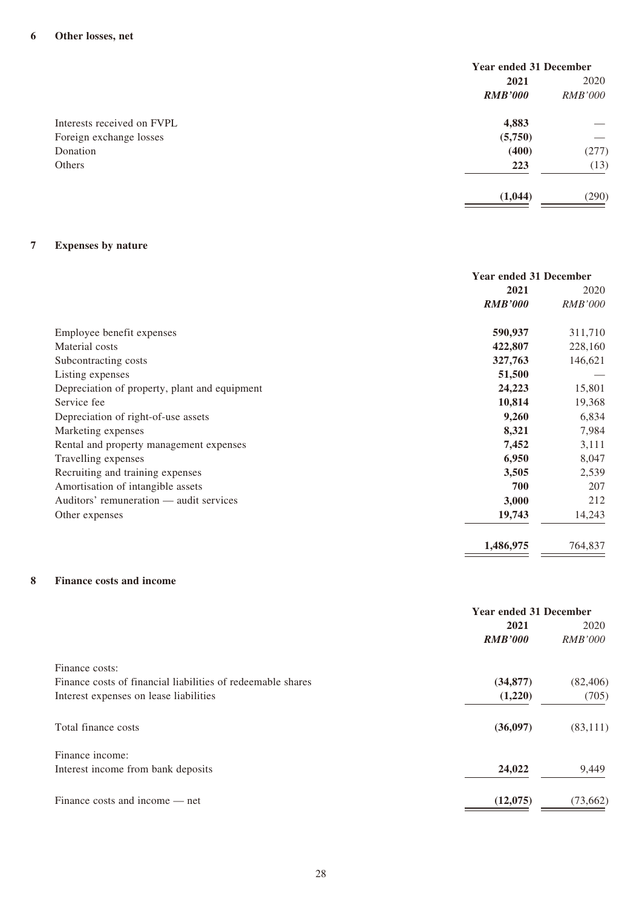## 6 Other losses, net

| | Year ended 31 December | |
|---|---|---|
| | **2021** | 2020 |
| | ***RMB'000*** | *RMB'000* |
| Interests received on FVPL | **4,883** | — |
| Foreign exchange losses | **(5,750)** | — |
| Donation | **(400)** | (277) |
| Others | **223** | (13) |
| | **(1,044)** | (290) |

## 7 Expenses by nature

| | Year ended 31 December | |
|---|---|---|
| | **2021** | 2020 |
| | ***RMB'000*** | *RMB'000* |
| Employee benefit expenses | **590,937** | 311,710 |
| Material costs | **422,807** | 228,160 |
| Subcontracting costs | **327,763** | 146,621 |
| Listing expenses | **51,500** | — |
| Depreciation of property, plant and equipment | **24,223** | 15,801 |
| Service fee | **10,814** | 19,368 |
| Depreciation of right-of-use assets | **9,260** | 6,834 |
| Marketing expenses | **8,321** | 7,984 |
| Rental and property management expenses | **7,452** | 3,111 |
| Travelling expenses | **6,950** | 8,047 |
| Recruiting and training expenses | **3,505** | 2,539 |
| Amortisation of intangible assets | **700** | 207 |
| Auditors' remuneration — audit services | **3,000** | 212 |
| Other expenses | **19,743** | 14,243 |
| | **1,486,975** | 764,837 |

## 8 Finance costs and income

| | Year ended 31 December | |
|---|---|---|
| | **2021** | 2020 |
| | ***RMB'000*** | *RMB'000* |
| Finance costs: | | |
| Finance costs of financial liabilities of redeemable shares | **(34,877)** | (82,406) |
| Interest expenses on lease liabilities | **(1,220)** | (705) |
| Total finance costs | **(36,097)** | (83,111) |
| Finance income: | | |
| Interest income from bank deposits | **24,022** | 9,449 |
| Finance costs and income — net | **(12,075)** | (73,662) |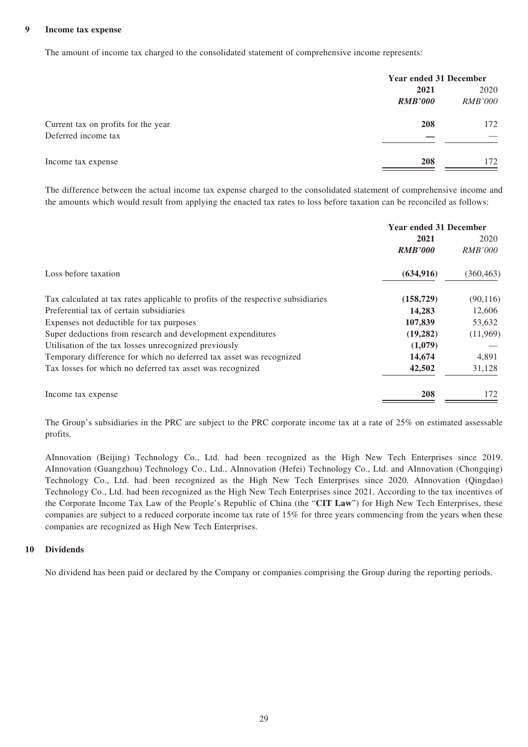## 9 Income tax expense

The amount of income tax charged to the consolidated statement of comprehensive income represents:

| | Year ended 31 December | |
|---|---|---|
| | **2021** | 2020 |
| | ***RMB'000*** | *RMB'000* |
| Current tax on profits for the year | **208** | 172 |
| Deferred income tax | **—** | — |
| Income tax expense | **208** | 172 |

The difference between the actual income tax expense charged to the consolidated statement of comprehensive income and the amounts which would result from applying the enacted tax rates to loss before taxation can be reconciled as follows:

| | Year ended 31 December | |
|---|---|---|
| | **2021** | 2020 |
| | ***RMB'000*** | *RMB'000* |
| Loss before taxation | **(634,916)** | (360,463) |
| Tax calculated at tax rates applicable to profits of the respective subsidiaries | **(158,729)** | (90,116) |
| Preferential tax of certain subsidiaries | **14,283** | 12,606 |
| Expenses not deductible for tax purposes | **107,839** | 53,632 |
| Super deductions from research and development expenditures | **(19,282)** | (11,969) |
| Utilisation of the tax losses unrecognized previously | **(1,079)** | — |
| Temporary difference for which no deferred tax asset was recognized | **14,674** | 4,891 |
| Tax losses for which no deferred tax asset was recognized | **42,502** | 31,128 |
| Income tax expense | **208** | 172 |

The Group's subsidiaries in the PRC are subject to the PRC corporate income tax at a rate of 25% on estimated assessable profits.

AInnovation (Beijing) Technology Co., Ltd. had been recognized as the High New Tech Enterprises since 2019. AInnovation (Guangzhou) Technology Co., Ltd., AInnovation (Hefei) Technology Co., Ltd. and AInnovation (Chongqing) Technology Co., Ltd. had been recognized as the High New Tech Enterprises since 2020. AInnovation (Qingdao) Technology Co., Ltd. had been recognized as the High New Tech Enterprises since 2021. According to the tax incentives of the Corporate Income Tax Law of the People's Republic of China (the "**CIT Law**") for High New Tech Enterprises, these companies are subject to a reduced corporate income tax rate of 15% for three years commencing from the years when these companies are recognized as High New Tech Enterprises.

## 10 Dividends

No dividend has been paid or declared by the Company or companies comprising the Group during the reporting periods.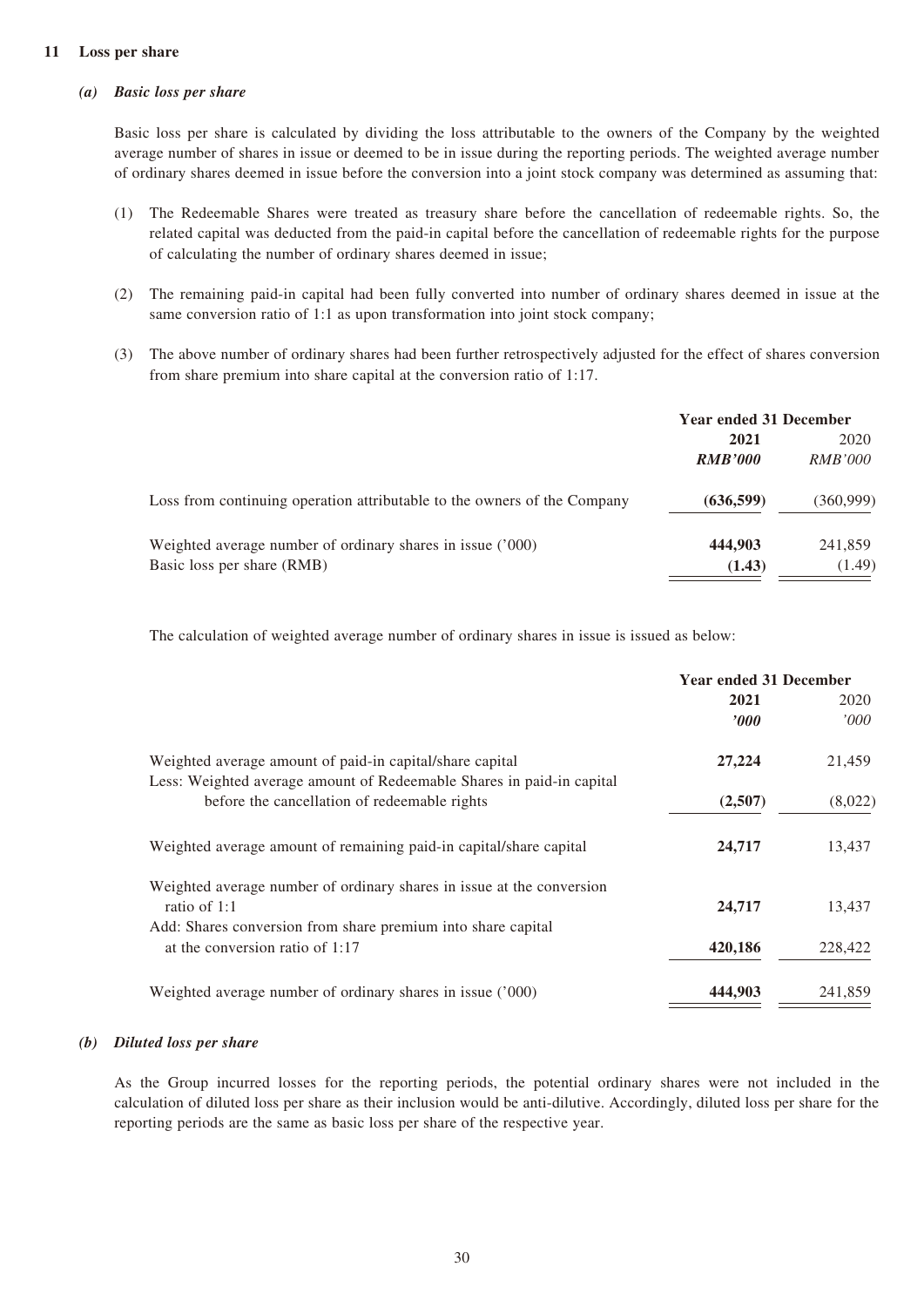## 11 Loss per share

### (a) Basic loss per share

Basic loss per share is calculated by dividing the loss attributable to the owners of the Company by the weighted average number of shares in issue or deemed to be in issue during the reporting periods. The weighted average number of ordinary shares deemed in issue before the conversion into a joint stock company was determined as assuming that:

(1) The Redeemable Shares were treated as treasury share before the cancellation of redeemable rights. So, the related capital was deducted from the paid-in capital before the cancellation of redeemable rights for the purpose of calculating the number of ordinary shares deemed in issue;

(2) The remaining paid-in capital had been fully converted into number of ordinary shares deemed in issue at the same conversion ratio of 1:1 as upon transformation into joint stock company;

(3) The above number of ordinary shares had been further retrospectively adjusted for the effect of shares conversion from share premium into share capital at the conversion ratio of 1:17.

| | Year ended 31 December | |
|---|---|---|
| | **2021** | 2020 |
| | ***RMB'000*** | *RMB'000* |
| Loss from continuing operation attributable to the owners of the Company | **(636,599)** | (360,999) |
| Weighted average number of ordinary shares in issue ('000) | **444,903** | 241,859 |
| Basic loss per share (RMB) | **(1.43)** | (1.49) |

The calculation of weighted average number of ordinary shares in issue is issued as below:

| | Year ended 31 December | |
|---|---|---|
| | **2021** | 2020 |
| | ***'000*** | *'000* |
| Weighted average amount of paid-in capital/share capital | **27,224** | 21,459 |
| Less: Weighted average amount of Redeemable Shares in paid-in capital before the cancellation of redeemable rights | **(2,507)** | (8,022) |
| Weighted average amount of remaining paid-in capital/share capital | **24,717** | 13,437 |
| Weighted average number of ordinary shares in issue at the conversion ratio of 1:1 | **24,717** | 13,437 |
| Add: Shares conversion from share premium into share capital at the conversion ratio of 1:17 | **420,186** | 228,422 |
| Weighted average number of ordinary shares in issue ('000) | **444,903** | 241,859 |

### (b) Diluted loss per share

As the Group incurred losses for the reporting periods, the potential ordinary shares were not included in the calculation of diluted loss per share as their inclusion would be anti-dilutive. Accordingly, diluted loss per share for the reporting periods are the same as basic loss per share of the respective year.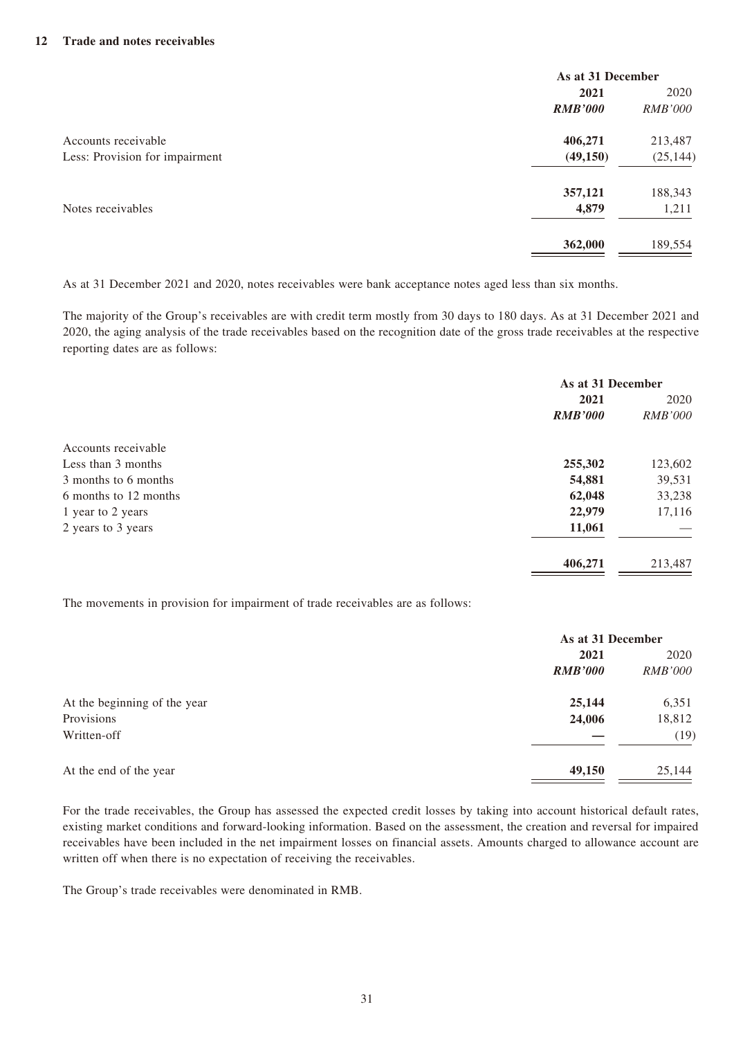## 12 Trade and notes receivables

| | As at 31 December | |
|---|---|---|
| | **2021** | 2020 |
| | ***RMB'000*** | *RMB'000* |
| Accounts receivable | **406,271** | 213,487 |
| Less: Provision for impairment | **(49,150)** | (25,144) |
| | **357,121** | 188,343 |
| Notes receivables | **4,879** | 1,211 |
| | **362,000** | 189,554 |

As at 31 December 2021 and 2020, notes receivables were bank acceptance notes aged less than six months.

The majority of the Group's receivables are with credit term mostly from 30 days to 180 days. As at 31 December 2021 and 2020, the aging analysis of the trade receivables based on the recognition date of the gross trade receivables at the respective reporting dates are as follows:

| | As at 31 December | |
|---|---|---|
| | **2021** | 2020 |
| | ***RMB'000*** | *RMB'000* |
| Accounts receivable | | |
| Less than 3 months | **255,302** | 123,602 |
| 3 months to 6 months | **54,881** | 39,531 |
| 6 months to 12 months | **62,048** | 33,238 |
| 1 year to 2 years | **22,979** | 17,116 |
| 2 years to 3 years | **11,061** | — |
| | **406,271** | 213,487 |

The movements in provision for impairment of trade receivables are as follows:

| | As at 31 December | |
|---|---|---|
| | **2021** | 2020 |
| | ***RMB'000*** | *RMB'000* |
| At the beginning of the year | **25,144** | 6,351 |
| Provisions | **24,006** | 18,812 |
| Written-off | **—** | (19) |
| At the end of the year | **49,150** | 25,144 |

For the trade receivables, the Group has assessed the expected credit losses by taking into account historical default rates, existing market conditions and forward-looking information. Based on the assessment, the creation and reversal for impaired receivables have been included in the net impairment losses on financial assets. Amounts charged to allowance account are written off when there is no expectation of receiving the receivables.

The Group's trade receivables were denominated in RMB.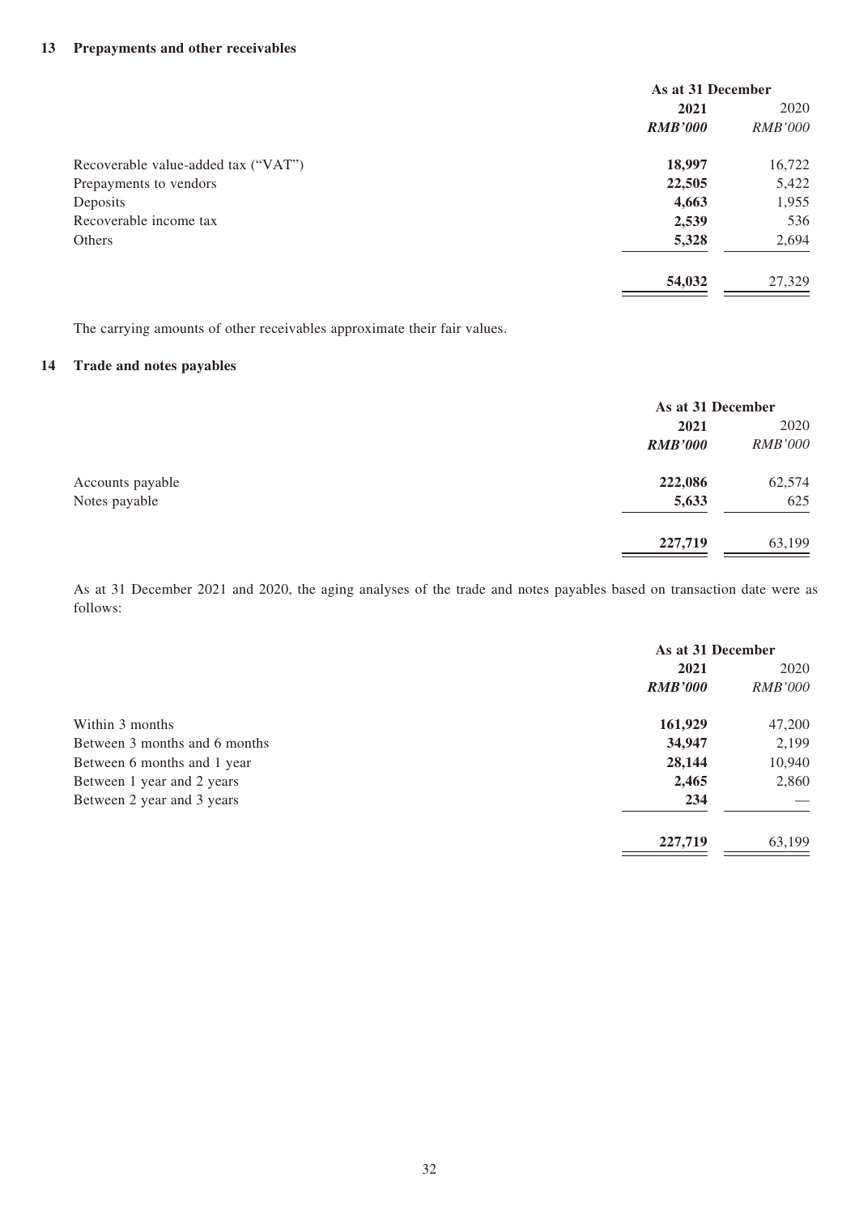## 13 Prepayments and other receivables

| | As at 31 December | |
|---|---|---|
| | **2021** | 2020 |
| | ***RMB'000*** | *RMB'000* |
| Recoverable value-added tax ("VAT") | **18,997** | 16,722 |
| Prepayments to vendors | **22,505** | 5,422 |
| Deposits | **4,663** | 1,955 |
| Recoverable income tax | **2,539** | 536 |
| Others | **5,328** | 2,694 |
| | **54,032** | 27,329 |

The carrying amounts of other receivables approximate their fair values.

## 14 Trade and notes payables

| | As at 31 December | |
|---|---|---|
| | **2021** | 2020 |
| | ***RMB'000*** | *RMB'000* |
| Accounts payable | **222,086** | 62,574 |
| Notes payable | **5,633** | 625 |
| | **227,719** | 63,199 |

As at 31 December 2021 and 2020, the aging analyses of the trade and notes payables based on transaction date were as follows:

| | As at 31 December | |
|---|---|---|
| | **2021** | 2020 |
| | ***RMB'000*** | *RMB'000* |
| Within 3 months | **161,929** | 47,200 |
| Between 3 months and 6 months | **34,947** | 2,199 |
| Between 6 months and 1 year | **28,144** | 10,940 |
| Between 1 year and 2 years | **2,465** | 2,860 |
| Between 2 year and 3 years | **234** | — |
| | **227,719** | 63,199 |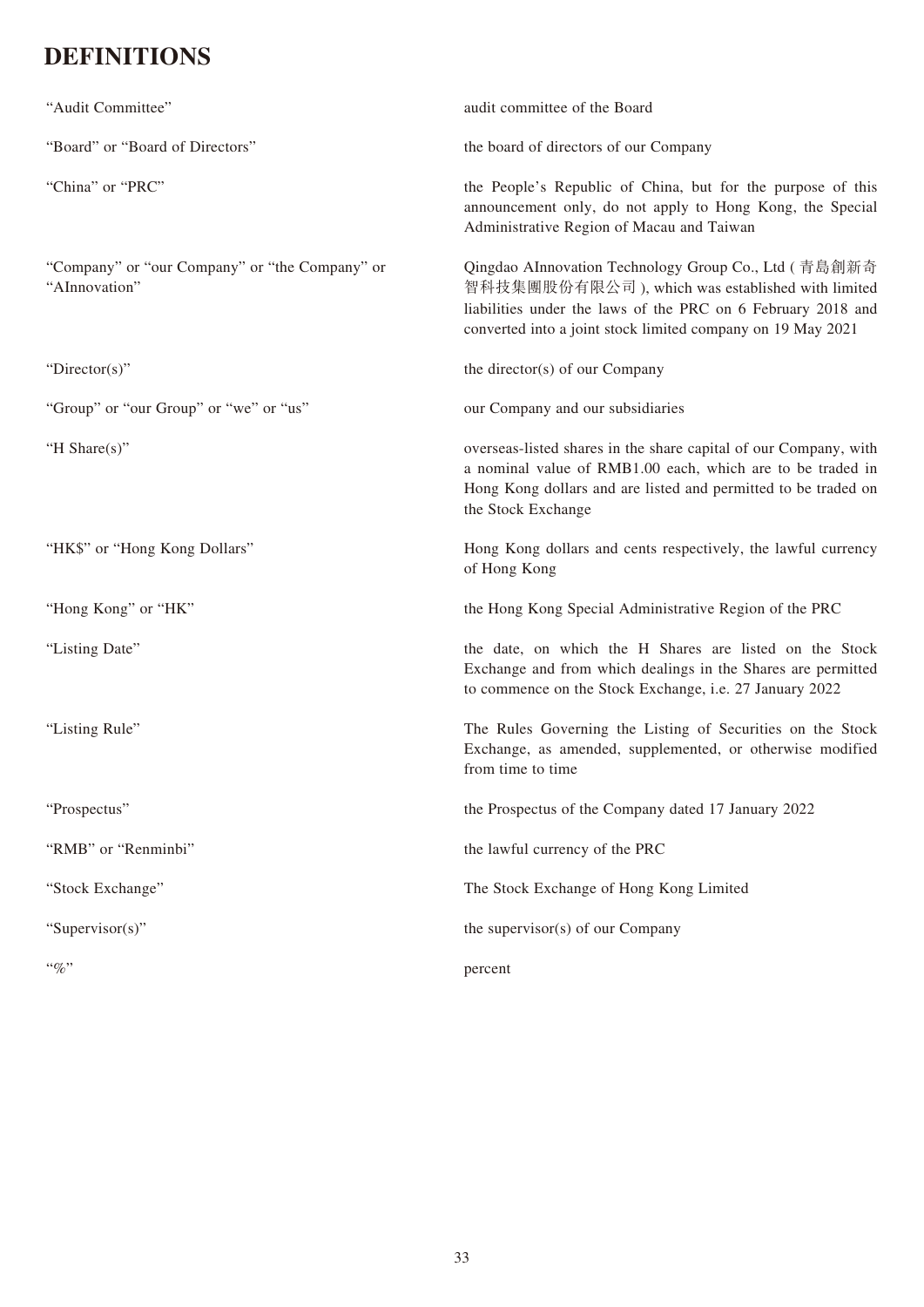# DEFINITIONS

| | |
|---|---|
| "Audit Committee" | audit committee of the Board |
| "Board" or "Board of Directors" | the board of directors of our Company |
| "China" or "PRC" | the People's Republic of China, but for the purpose of this announcement only, do not apply to Hong Kong, the Special Administrative Region of Macau and Taiwan |
| "Company" or "our Company" or "the Company" or "AInnovation" | Qingdao AInnovation Technology Group Co., Ltd (青島創新奇智科技集團股份有限公司), which was established with limited liabilities under the laws of the PRC on 6 February 2018 and converted into a joint stock limited company on 19 May 2021 |
| "Director(s)" | the director(s) of our Company |
| "Group" or "our Group" or "we" or "us" | our Company and our subsidiaries |
| "H Share(s)" | overseas-listed shares in the share capital of our Company, with a nominal value of RMB1.00 each, which are to be traded in Hong Kong dollars and are listed and permitted to be traded on the Stock Exchange |
| "HK$" or "Hong Kong Dollars" | Hong Kong dollars and cents respectively, the lawful currency of Hong Kong |
| "Hong Kong" or "HK" | the Hong Kong Special Administrative Region of the PRC |
| "Listing Date" | the date, on which the H Shares are listed on the Stock Exchange and from which dealings in the Shares are permitted to commence on the Stock Exchange, i.e. 27 January 2022 |
| "Listing Rule" | The Rules Governing the Listing of Securities on the Stock Exchange, as amended, supplemented, or otherwise modified from time to time |
| "Prospectus" | the Prospectus of the Company dated 17 January 2022 |
| "RMB" or "Renminbi" | the lawful currency of the PRC |
| "Stock Exchange" | The Stock Exchange of Hong Kong Limited |
| "Supervisor(s)" | the supervisor(s) of our Company |
| "%" | percent |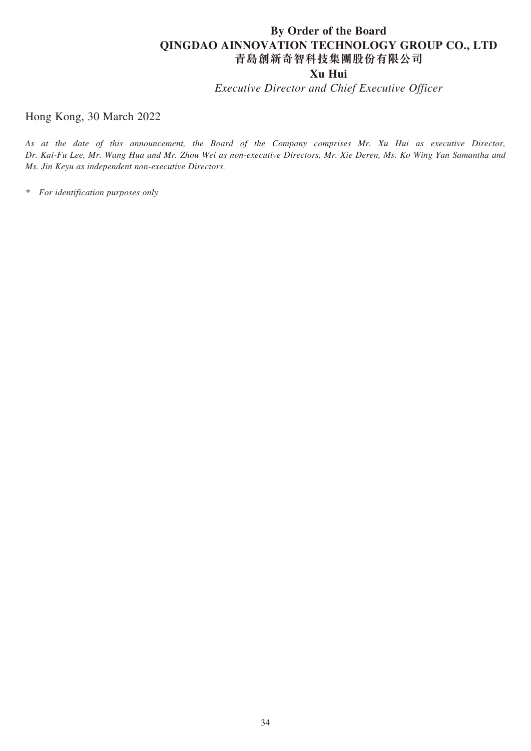**By Order of the Board**
**QINGDAO AINNOVATION TECHNOLOGY GROUP CO., LTD**
**青島創新奇智科技集團股份有限公司**
**Xu Hui**
*Executive Director and Chief Executive Officer*

Hong Kong, 30 March 2022

*As at the date of this announcement, the Board of the Company comprises Mr. Xu Hui as executive Director, Dr. Kai-Fu Lee, Mr. Wang Hua and Mr. Zhou Wei as non-executive Directors, Mr. Xie Deren, Ms. Ko Wing Yan Samantha and Ms. Jin Keyu as independent non-executive Directors.*

\* *For identification purposes only*